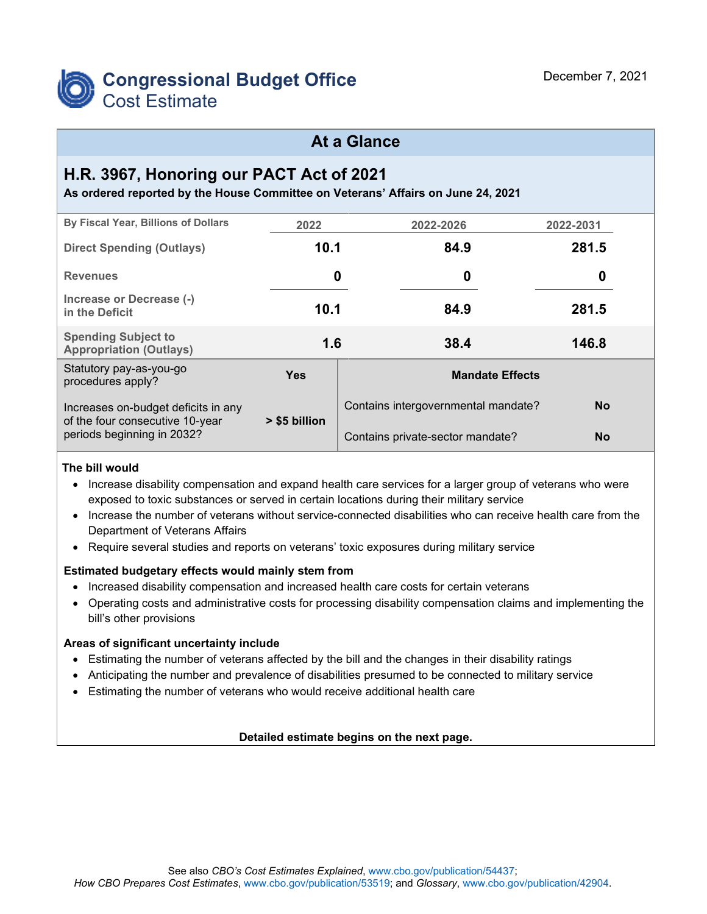# Congressional Budget Office
## Cost Estimate

December 7, 2021

## At a Glance

### H.R. 3967, Honoring our PACT Act of 2021

**As ordered reported by the House Committee on Veterans' Affairs on June 24, 2021**

| By Fiscal Year, Billions of Dollars | 2022 | 2022-2026 | 2022-2031 |
|---|---|---|---|
| Direct Spending (Outlays) | 10.1 | 84.9 | 281.5 |
| Revenues | 0 | 0 | 0 |
| Increase or Decrease (-) in the Deficit | 10.1 | 84.9 | 281.5 |
| Spending Subject to Appropriation (Outlays) | 1.6 | 38.4 | 146.8 |

| | | Mandate Effects | |
|---|---|---|---|
| Statutory pay-as-you-go procedures apply? | Yes | Contains intergovernmental mandate? | No |
| Increases on-budget deficits in any of the four consecutive 10-year periods beginning in 2032? | > $5 billion | Contains private-sector mandate? | No |

**The bill would**

- Increase disability compensation and expand health care services for a larger group of veterans who were exposed to toxic substances or served in certain locations during their military service
- Increase the number of veterans without service-connected disabilities who can receive health care from the Department of Veterans Affairs
- Require several studies and reports on veterans' toxic exposures during military service

**Estimated budgetary effects would mainly stem from**

- Increased disability compensation and increased health care costs for certain veterans
- Operating costs and administrative costs for processing disability compensation claims and implementing the bill's other provisions

**Areas of significant uncertainty include**

- Estimating the number of veterans affected by the bill and the changes in their disability ratings
- Anticipating the number and prevalence of disabilities presumed to be connected to military service
- Estimating the number of veterans who would receive additional health care

**Detailed estimate begins on the next page.**

See also *CBO's Cost Estimates Explained*, www.cbo.gov/publication/54437; *How CBO Prepares Cost Estimates*, www.cbo.gov/publication/53519; and *Glossary*, www.cbo.gov/publication/42904.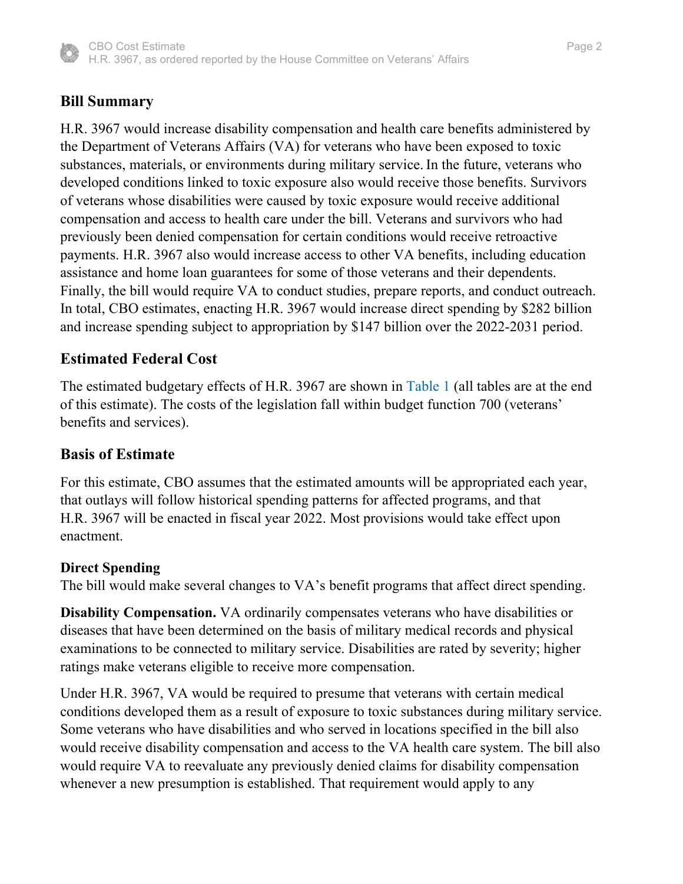## Bill Summary

H.R. 3967 would increase disability compensation and health care benefits administered by the Department of Veterans Affairs (VA) for veterans who have been exposed to toxic substances, materials, or environments during military service. In the future, veterans who developed conditions linked to toxic exposure also would receive those benefits. Survivors of veterans whose disabilities were caused by toxic exposure would receive additional compensation and access to health care under the bill. Veterans and survivors who had previously been denied compensation for certain conditions would receive retroactive payments. H.R. 3967 also would increase access to other VA benefits, including education assistance and home loan guarantees for some of those veterans and their dependents. Finally, the bill would require VA to conduct studies, prepare reports, and conduct outreach. In total, CBO estimates, enacting H.R. 3967 would increase direct spending by $282 billion and increase spending subject to appropriation by $147 billion over the 2022-2031 period.

## Estimated Federal Cost

The estimated budgetary effects of H.R. 3967 are shown in Table 1 (all tables are at the end of this estimate). The costs of the legislation fall within budget function 700 (veterans' benefits and services).

## Basis of Estimate

For this estimate, CBO assumes that the estimated amounts will be appropriated each year, that outlays will follow historical spending patterns for affected programs, and that H.R. 3967 will be enacted in fiscal year 2022. Most provisions would take effect upon enactment.

### Direct Spending

The bill would make several changes to VA's benefit programs that affect direct spending.

**Disability Compensation.** VA ordinarily compensates veterans who have disabilities or diseases that have been determined on the basis of military medical records and physical examinations to be connected to military service. Disabilities are rated by severity; higher ratings make veterans eligible to receive more compensation.

Under H.R. 3967, VA would be required to presume that veterans with certain medical conditions developed them as a result of exposure to toxic substances during military service. Some veterans who have disabilities and who served in locations specified in the bill also would receive disability compensation and access to the VA health care system. The bill also would require VA to reevaluate any previously denied claims for disability compensation whenever a new presumption is established. That requirement would apply to any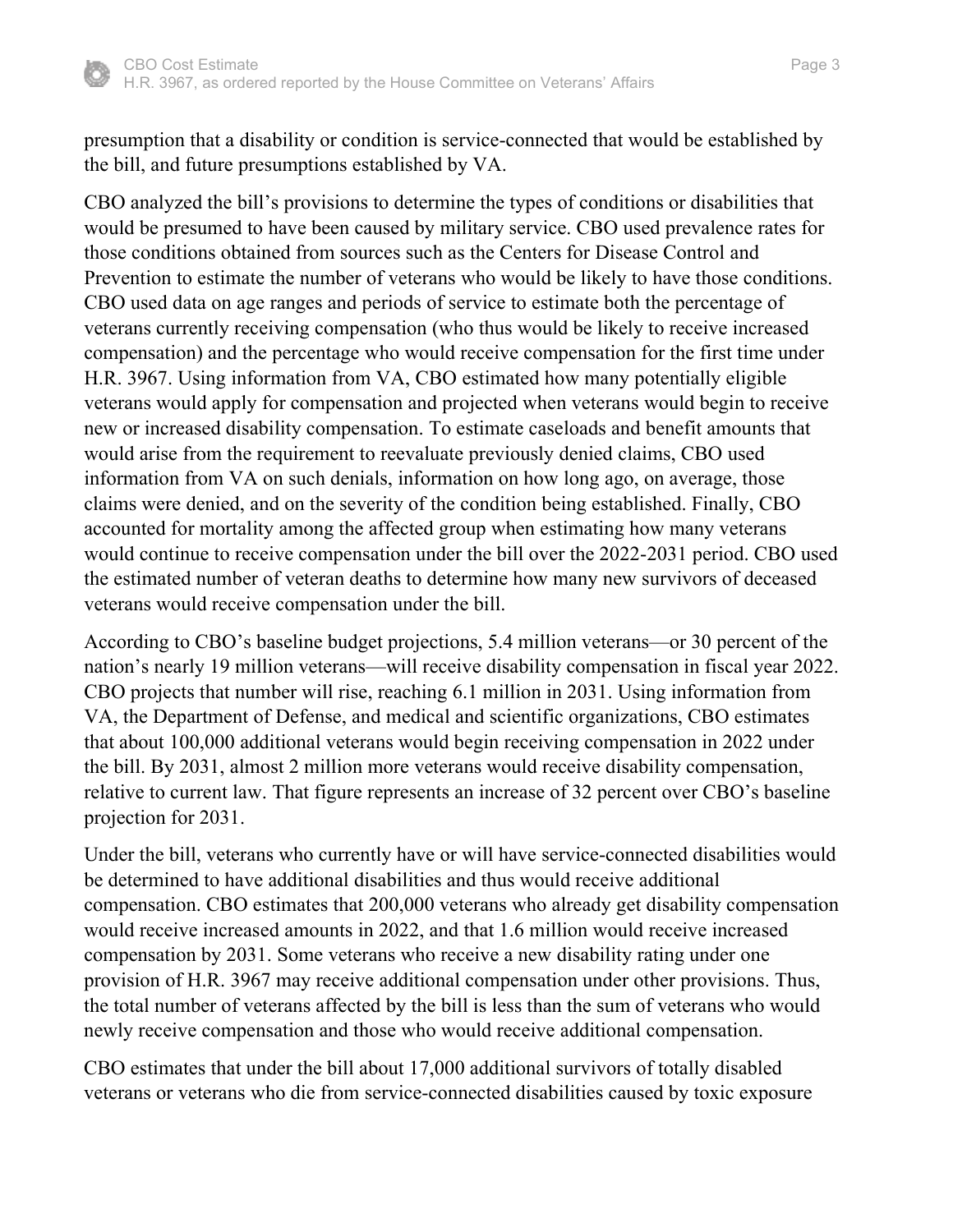presumption that a disability or condition is service-connected that would be established by the bill, and future presumptions established by VA.

CBO analyzed the bill's provisions to determine the types of conditions or disabilities that would be presumed to have been caused by military service. CBO used prevalence rates for those conditions obtained from sources such as the Centers for Disease Control and Prevention to estimate the number of veterans who would be likely to have those conditions. CBO used data on age ranges and periods of service to estimate both the percentage of veterans currently receiving compensation (who thus would be likely to receive increased compensation) and the percentage who would receive compensation for the first time under H.R. 3967. Using information from VA, CBO estimated how many potentially eligible veterans would apply for compensation and projected when veterans would begin to receive new or increased disability compensation. To estimate caseloads and benefit amounts that would arise from the requirement to reevaluate previously denied claims, CBO used information from VA on such denials, information on how long ago, on average, those claims were denied, and on the severity of the condition being established. Finally, CBO accounted for mortality among the affected group when estimating how many veterans would continue to receive compensation under the bill over the 2022-2031 period. CBO used the estimated number of veteran deaths to determine how many new survivors of deceased veterans would receive compensation under the bill.

According to CBO's baseline budget projections, 5.4 million veterans—or 30 percent of the nation's nearly 19 million veterans—will receive disability compensation in fiscal year 2022. CBO projects that number will rise, reaching 6.1 million in 2031. Using information from VA, the Department of Defense, and medical and scientific organizations, CBO estimates that about 100,000 additional veterans would begin receiving compensation in 2022 under the bill. By 2031, almost 2 million more veterans would receive disability compensation, relative to current law. That figure represents an increase of 32 percent over CBO's baseline projection for 2031.

Under the bill, veterans who currently have or will have service-connected disabilities would be determined to have additional disabilities and thus would receive additional compensation. CBO estimates that 200,000 veterans who already get disability compensation would receive increased amounts in 2022, and that 1.6 million would receive increased compensation by 2031. Some veterans who receive a new disability rating under one provision of H.R. 3967 may receive additional compensation under other provisions. Thus, the total number of veterans affected by the bill is less than the sum of veterans who would newly receive compensation and those who would receive additional compensation.

CBO estimates that under the bill about 17,000 additional survivors of totally disabled veterans or veterans who die from service-connected disabilities caused by toxic exposure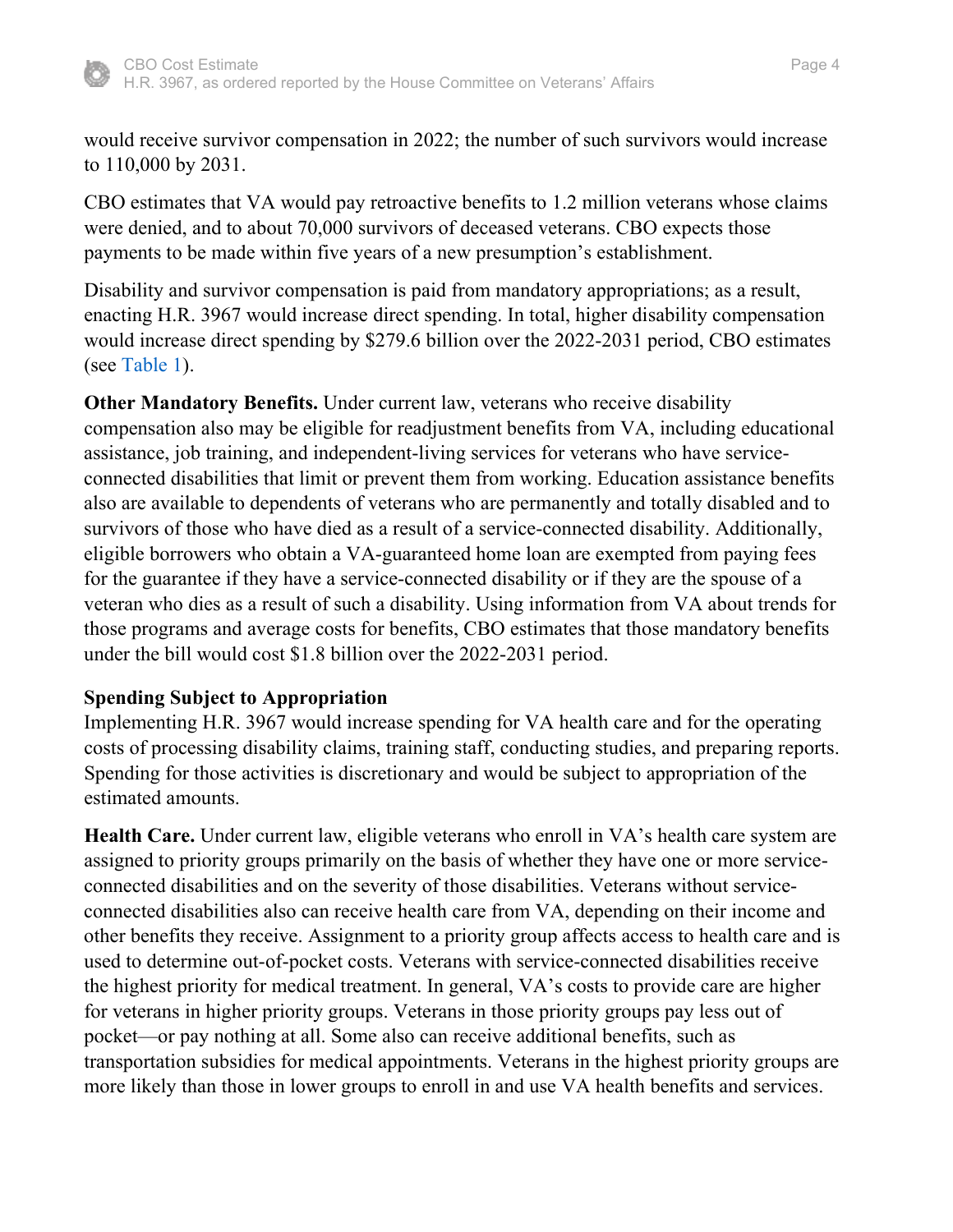would receive survivor compensation in 2022; the number of such survivors would increase to 110,000 by 2031.

CBO estimates that VA would pay retroactive benefits to 1.2 million veterans whose claims were denied, and to about 70,000 survivors of deceased veterans. CBO expects those payments to be made within five years of a new presumption's establishment.

Disability and survivor compensation is paid from mandatory appropriations; as a result, enacting H.R. 3967 would increase direct spending. In total, higher disability compensation would increase direct spending by $279.6 billion over the 2022-2031 period, CBO estimates (see Table 1).

**Other Mandatory Benefits.** Under current law, veterans who receive disability compensation also may be eligible for readjustment benefits from VA, including educational assistance, job training, and independent-living services for veterans who have service-connected disabilities that limit or prevent them from working. Education assistance benefits also are available to dependents of veterans who are permanently and totally disabled and to survivors of those who have died as a result of a service-connected disability. Additionally, eligible borrowers who obtain a VA-guaranteed home loan are exempted from paying fees for the guarantee if they have a service-connected disability or if they are the spouse of a veteran who dies as a result of such a disability. Using information from VA about trends for those programs and average costs for benefits, CBO estimates that those mandatory benefits under the bill would cost $1.8 billion over the 2022-2031 period.

**Spending Subject to Appropriation**

Implementing H.R. 3967 would increase spending for VA health care and for the operating costs of processing disability claims, training staff, conducting studies, and preparing reports. Spending for those activities is discretionary and would be subject to appropriation of the estimated amounts.

**Health Care.** Under current law, eligible veterans who enroll in VA's health care system are assigned to priority groups primarily on the basis of whether they have one or more service-connected disabilities and on the severity of those disabilities. Veterans without service-connected disabilities also can receive health care from VA, depending on their income and other benefits they receive. Assignment to a priority group affects access to health care and is used to determine out-of-pocket costs. Veterans with service-connected disabilities receive the highest priority for medical treatment. In general, VA's costs to provide care are higher for veterans in higher priority groups. Veterans in those priority groups pay less out of pocket—or pay nothing at all. Some also can receive additional benefits, such as transportation subsidies for medical appointments. Veterans in the highest priority groups are more likely than those in lower groups to enroll in and use VA health benefits and services.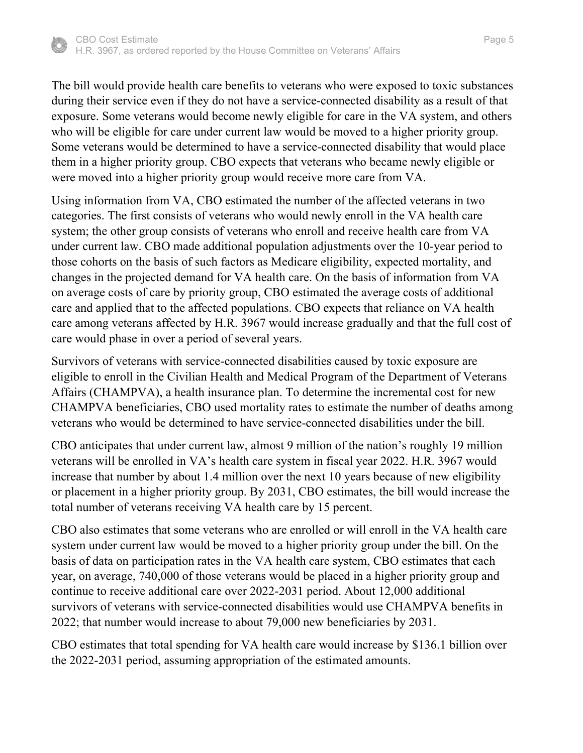The bill would provide health care benefits to veterans who were exposed to toxic substances during their service even if they do not have a service-connected disability as a result of that exposure. Some veterans would become newly eligible for care in the VA system, and others who will be eligible for care under current law would be moved to a higher priority group. Some veterans would be determined to have a service-connected disability that would place them in a higher priority group. CBO expects that veterans who became newly eligible or were moved into a higher priority group would receive more care from VA.

Using information from VA, CBO estimated the number of the affected veterans in two categories. The first consists of veterans who would newly enroll in the VA health care system; the other group consists of veterans who enroll and receive health care from VA under current law. CBO made additional population adjustments over the 10-year period to those cohorts on the basis of such factors as Medicare eligibility, expected mortality, and changes in the projected demand for VA health care. On the basis of information from VA on average costs of care by priority group, CBO estimated the average costs of additional care and applied that to the affected populations. CBO expects that reliance on VA health care among veterans affected by H.R. 3967 would increase gradually and that the full cost of care would phase in over a period of several years.

Survivors of veterans with service-connected disabilities caused by toxic exposure are eligible to enroll in the Civilian Health and Medical Program of the Department of Veterans Affairs (CHAMPVA), a health insurance plan. To determine the incremental cost for new CHAMPVA beneficiaries, CBO used mortality rates to estimate the number of deaths among veterans who would be determined to have service-connected disabilities under the bill.

CBO anticipates that under current law, almost 9 million of the nation's roughly 19 million veterans will be enrolled in VA's health care system in fiscal year 2022. H.R. 3967 would increase that number by about 1.4 million over the next 10 years because of new eligibility or placement in a higher priority group. By 2031, CBO estimates, the bill would increase the total number of veterans receiving VA health care by 15 percent.

CBO also estimates that some veterans who are enrolled or will enroll in the VA health care system under current law would be moved to a higher priority group under the bill. On the basis of data on participation rates in the VA health care system, CBO estimates that each year, on average, 740,000 of those veterans would be placed in a higher priority group and continue to receive additional care over 2022-2031 period. About 12,000 additional survivors of veterans with service-connected disabilities would use CHAMPVA benefits in 2022; that number would increase to about 79,000 new beneficiaries by 2031.

CBO estimates that total spending for VA health care would increase by $136.1 billion over the 2022-2031 period, assuming appropriation of the estimated amounts.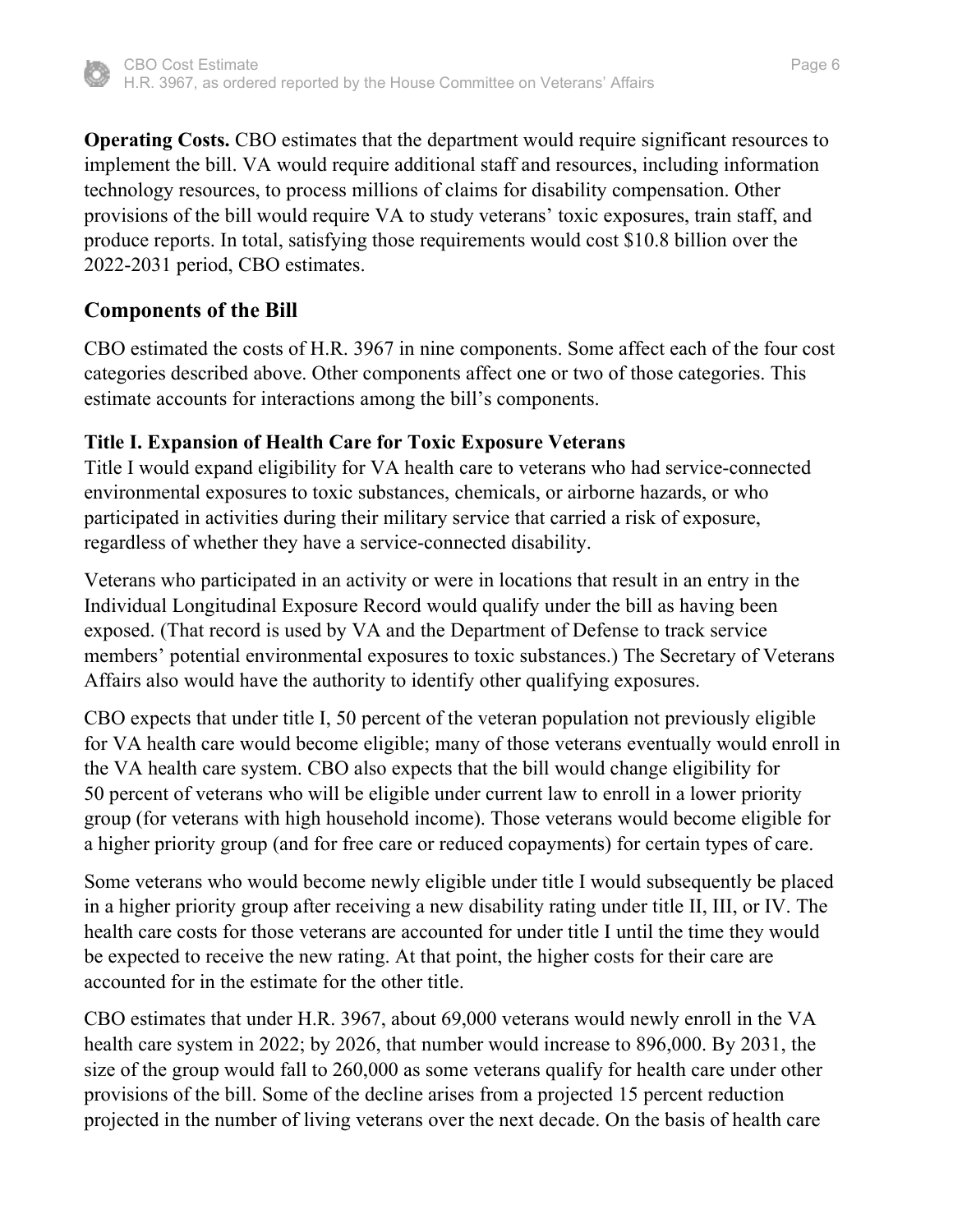**Operating Costs.** CBO estimates that the department would require significant resources to implement the bill. VA would require additional staff and resources, including information technology resources, to process millions of claims for disability compensation. Other provisions of the bill would require VA to study veterans' toxic exposures, train staff, and produce reports. In total, satisfying those requirements would cost $10.8 billion over the 2022-2031 period, CBO estimates.

## Components of the Bill

CBO estimated the costs of H.R. 3967 in nine components. Some affect each of the four cost categories described above. Other components affect one or two of those categories. This estimate accounts for interactions among the bill's components.

### Title I. Expansion of Health Care for Toxic Exposure Veterans

Title I would expand eligibility for VA health care to veterans who had service-connected environmental exposures to toxic substances, chemicals, or airborne hazards, or who participated in activities during their military service that carried a risk of exposure, regardless of whether they have a service-connected disability.

Veterans who participated in an activity or were in locations that result in an entry in the Individual Longitudinal Exposure Record would qualify under the bill as having been exposed. (That record is used by VA and the Department of Defense to track service members' potential environmental exposures to toxic substances.) The Secretary of Veterans Affairs also would have the authority to identify other qualifying exposures.

CBO expects that under title I, 50 percent of the veteran population not previously eligible for VA health care would become eligible; many of those veterans eventually would enroll in the VA health care system. CBO also expects that the bill would change eligibility for 50 percent of veterans who will be eligible under current law to enroll in a lower priority group (for veterans with high household income). Those veterans would become eligible for a higher priority group (and for free care or reduced copayments) for certain types of care.

Some veterans who would become newly eligible under title I would subsequently be placed in a higher priority group after receiving a new disability rating under title II, III, or IV. The health care costs for those veterans are accounted for under title I until the time they would be expected to receive the new rating. At that point, the higher costs for their care are accounted for in the estimate for the other title.

CBO estimates that under H.R. 3967, about 69,000 veterans would newly enroll in the VA health care system in 2022; by 2026, that number would increase to 896,000. By 2031, the size of the group would fall to 260,000 as some veterans qualify for health care under other provisions of the bill. Some of the decline arises from a projected 15 percent reduction projected in the number of living veterans over the next decade. On the basis of health care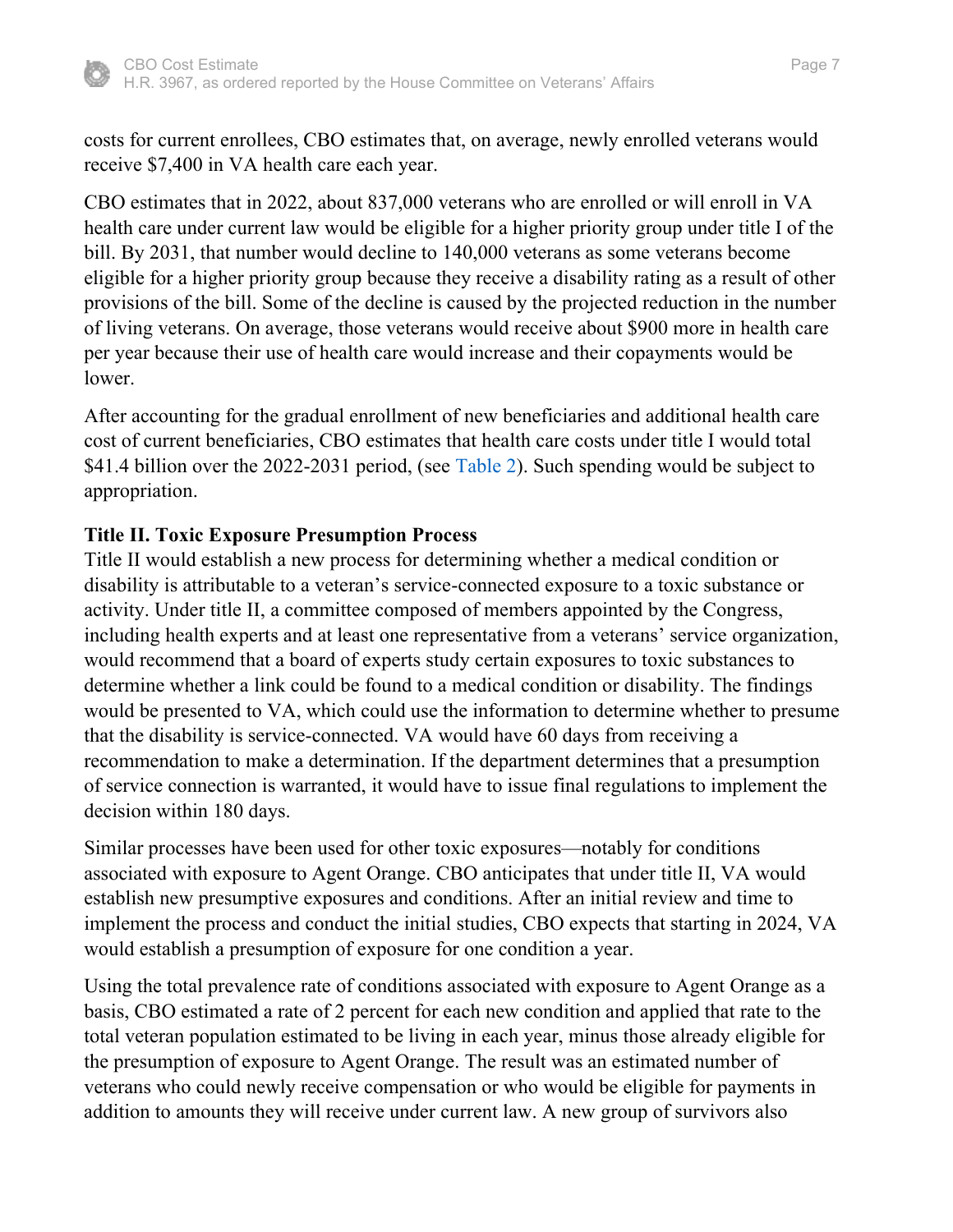costs for current enrollees, CBO estimates that, on average, newly enrolled veterans would receive $7,400 in VA health care each year.

CBO estimates that in 2022, about 837,000 veterans who are enrolled or will enroll in VA health care under current law would be eligible for a higher priority group under title I of the bill. By 2031, that number would decline to 140,000 veterans as some veterans become eligible for a higher priority group because they receive a disability rating as a result of other provisions of the bill. Some of the decline is caused by the projected reduction in the number of living veterans. On average, those veterans would receive about $900 more in health care per year because their use of health care would increase and their copayments would be lower.

After accounting for the gradual enrollment of new beneficiaries and additional health care cost of current beneficiaries, CBO estimates that health care costs under title I would total $41.4 billion over the 2022-2031 period, (see Table 2). Such spending would be subject to appropriation.

**Title II. Toxic Exposure Presumption Process**

Title II would establish a new process for determining whether a medical condition or disability is attributable to a veteran's service-connected exposure to a toxic substance or activity. Under title II, a committee composed of members appointed by the Congress, including health experts and at least one representative from a veterans' service organization, would recommend that a board of experts study certain exposures to toxic substances to determine whether a link could be found to a medical condition or disability. The findings would be presented to VA, which could use the information to determine whether to presume that the disability is service-connected. VA would have 60 days from receiving a recommendation to make a determination. If the department determines that a presumption of service connection is warranted, it would have to issue final regulations to implement the decision within 180 days.

Similar processes have been used for other toxic exposures—notably for conditions associated with exposure to Agent Orange. CBO anticipates that under title II, VA would establish new presumptive exposures and conditions. After an initial review and time to implement the process and conduct the initial studies, CBO expects that starting in 2024, VA would establish a presumption of exposure for one condition a year.

Using the total prevalence rate of conditions associated with exposure to Agent Orange as a basis, CBO estimated a rate of 2 percent for each new condition and applied that rate to the total veteran population estimated to be living in each year, minus those already eligible for the presumption of exposure to Agent Orange. The result was an estimated number of veterans who could newly receive compensation or who would be eligible for payments in addition to amounts they will receive under current law. A new group of survivors also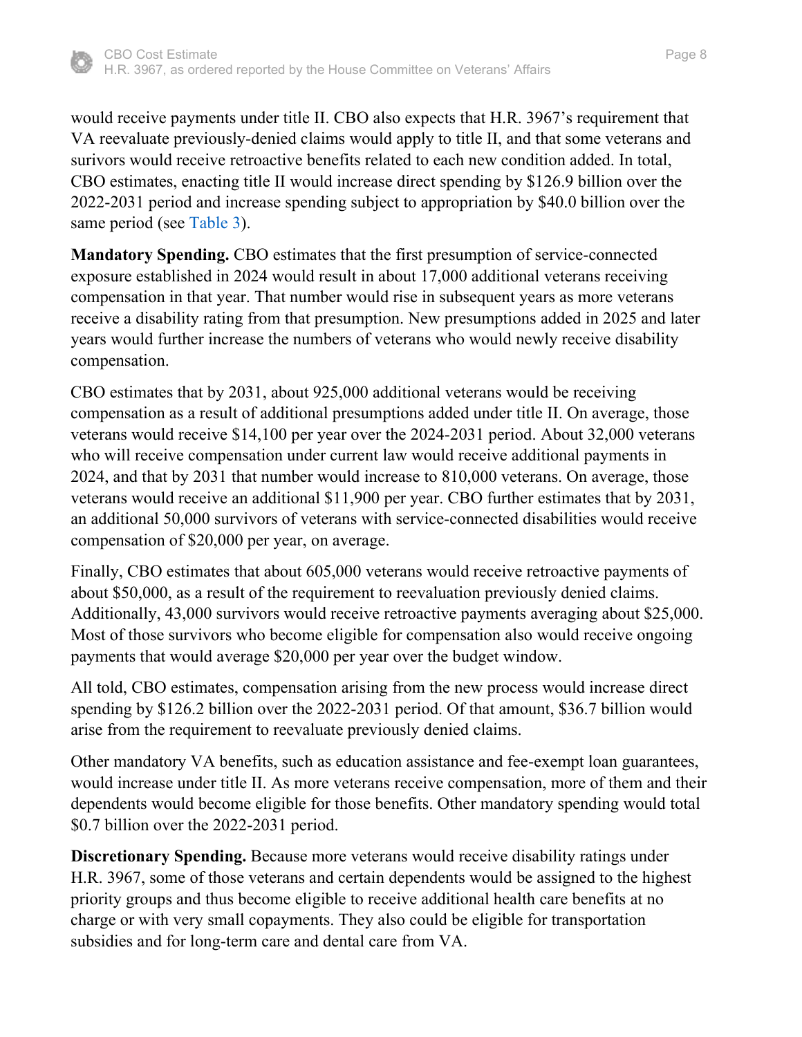would receive payments under title II. CBO also expects that H.R. 3967's requirement that VA reevaluate previously-denied claims would apply to title II, and that some veterans and surivors would receive retroactive benefits related to each new condition added. In total, CBO estimates, enacting title II would increase direct spending by $126.9 billion over the 2022-2031 period and increase spending subject to appropriation by $40.0 billion over the same period (see Table 3).

**Mandatory Spending.** CBO estimates that the first presumption of service-connected exposure established in 2024 would result in about 17,000 additional veterans receiving compensation in that year. That number would rise in subsequent years as more veterans receive a disability rating from that presumption. New presumptions added in 2025 and later years would further increase the numbers of veterans who would newly receive disability compensation.

CBO estimates that by 2031, about 925,000 additional veterans would be receiving compensation as a result of additional presumptions added under title II. On average, those veterans would receive $14,100 per year over the 2024-2031 period. About 32,000 veterans who will receive compensation under current law would receive additional payments in 2024, and that by 2031 that number would increase to 810,000 veterans. On average, those veterans would receive an additional $11,900 per year. CBO further estimates that by 2031, an additional 50,000 survivors of veterans with service-connected disabilities would receive compensation of $20,000 per year, on average.

Finally, CBO estimates that about 605,000 veterans would receive retroactive payments of about $50,000, as a result of the requirement to reevaluation previously denied claims. Additionally, 43,000 survivors would receive retroactive payments averaging about $25,000. Most of those survivors who become eligible for compensation also would receive ongoing payments that would average $20,000 per year over the budget window.

All told, CBO estimates, compensation arising from the new process would increase direct spending by $126.2 billion over the 2022-2031 period. Of that amount, $36.7 billion would arise from the requirement to reevaluate previously denied claims.

Other mandatory VA benefits, such as education assistance and fee-exempt loan guarantees, would increase under title II. As more veterans receive compensation, more of them and their dependents would become eligible for those benefits. Other mandatory spending would total $0.7 billion over the 2022-2031 period.

**Discretionary Spending.** Because more veterans would receive disability ratings under H.R. 3967, some of those veterans and certain dependents would be assigned to the highest priority groups and thus become eligible to receive additional health care benefits at no charge or with very small copayments. They also could be eligible for transportation subsidies and for long-term care and dental care from VA.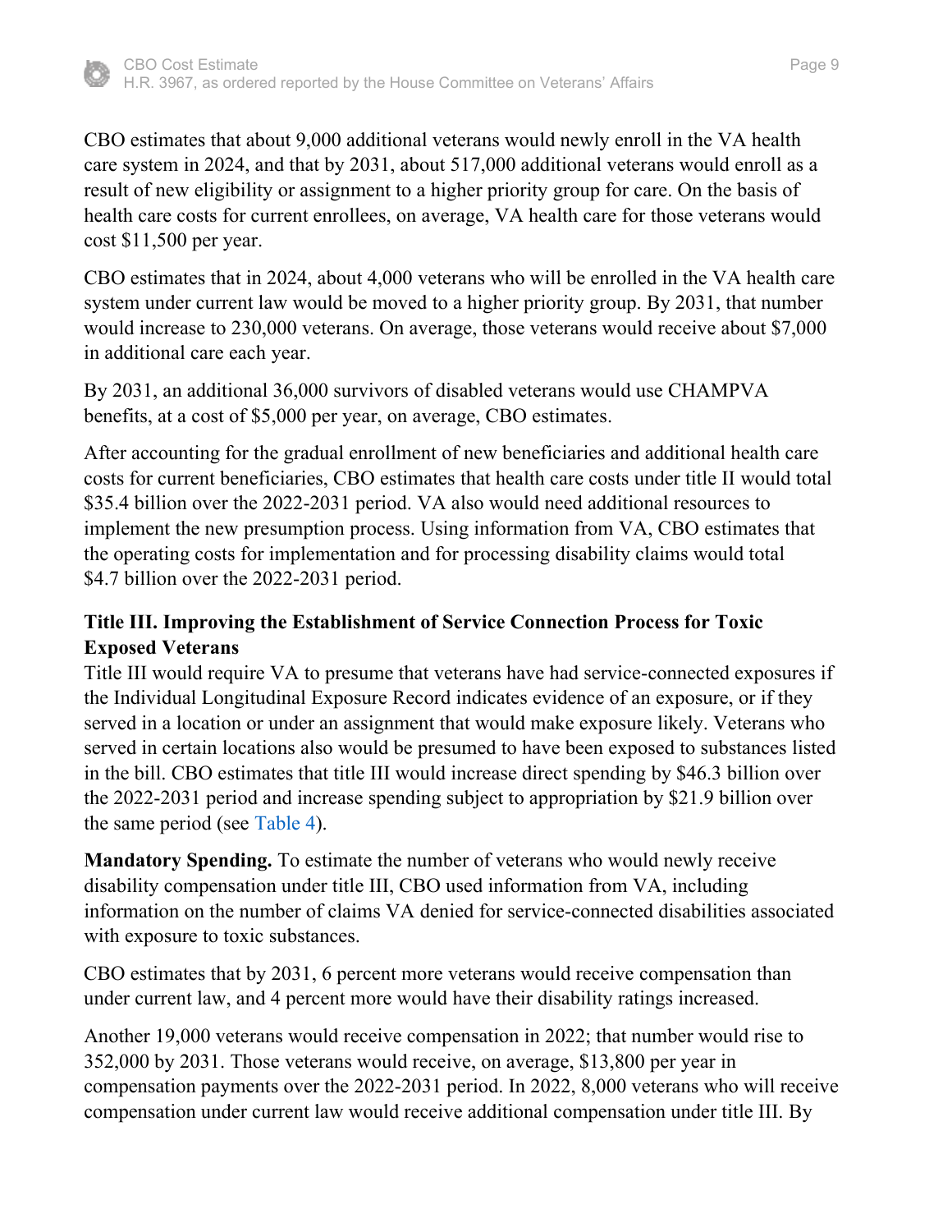CBO estimates that about 9,000 additional veterans would newly enroll in the VA health care system in 2024, and that by 2031, about 517,000 additional veterans would enroll as a result of new eligibility or assignment to a higher priority group for care. On the basis of health care costs for current enrollees, on average, VA health care for those veterans would cost $11,500 per year.

CBO estimates that in 2024, about 4,000 veterans who will be enrolled in the VA health care system under current law would be moved to a higher priority group. By 2031, that number would increase to 230,000 veterans. On average, those veterans would receive about $7,000 in additional care each year.

By 2031, an additional 36,000 survivors of disabled veterans would use CHAMPVA benefits, at a cost of $5,000 per year, on average, CBO estimates.

After accounting for the gradual enrollment of new beneficiaries and additional health care costs for current beneficiaries, CBO estimates that health care costs under title II would total $35.4 billion over the 2022-2031 period. VA also would need additional resources to implement the new presumption process. Using information from VA, CBO estimates that the operating costs for implementation and for processing disability claims would total $4.7 billion over the 2022-2031 period.

**Title III. Improving the Establishment of Service Connection Process for Toxic Exposed Veterans**

Title III would require VA to presume that veterans have had service-connected exposures if the Individual Longitudinal Exposure Record indicates evidence of an exposure, or if they served in a location or under an assignment that would make exposure likely. Veterans who served in certain locations also would be presumed to have been exposed to substances listed in the bill. CBO estimates that title III would increase direct spending by $46.3 billion over the 2022-2031 period and increase spending subject to appropriation by $21.9 billion over the same period (see Table 4).

**Mandatory Spending.** To estimate the number of veterans who would newly receive disability compensation under title III, CBO used information from VA, including information on the number of claims VA denied for service-connected disabilities associated with exposure to toxic substances.

CBO estimates that by 2031, 6 percent more veterans would receive compensation than under current law, and 4 percent more would have their disability ratings increased.

Another 19,000 veterans would receive compensation in 2022; that number would rise to 352,000 by 2031. Those veterans would receive, on average, $13,800 per year in compensation payments over the 2022-2031 period. In 2022, 8,000 veterans who will receive compensation under current law would receive additional compensation under title III. By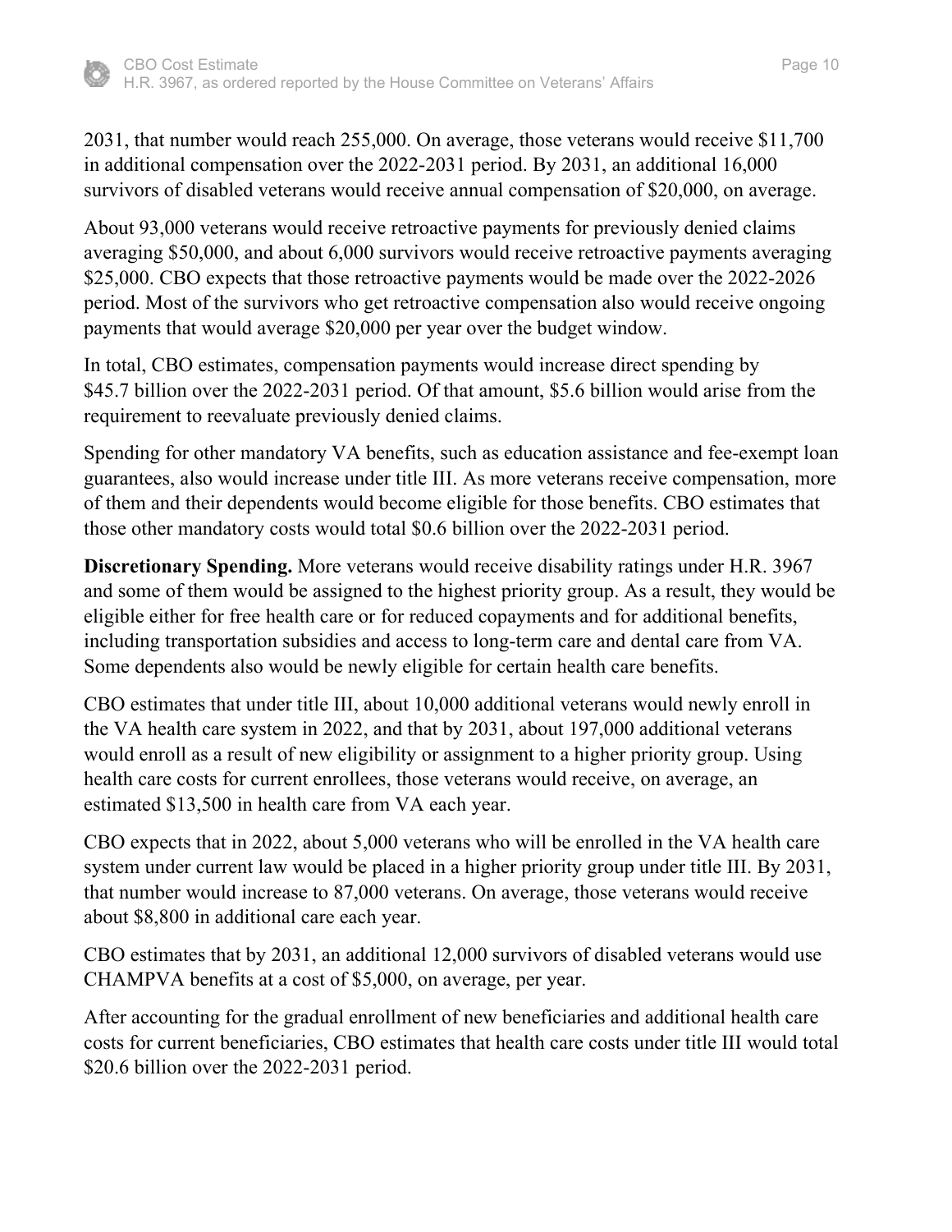2031, that number would reach 255,000. On average, those veterans would receive $11,700 in additional compensation over the 2022-2031 period. By 2031, an additional 16,000 survivors of disabled veterans would receive annual compensation of $20,000, on average.

About 93,000 veterans would receive retroactive payments for previously denied claims averaging $50,000, and about 6,000 survivors would receive retroactive payments averaging $25,000. CBO expects that those retroactive payments would be made over the 2022-2026 period. Most of the survivors who get retroactive compensation also would receive ongoing payments that would average $20,000 per year over the budget window.

In total, CBO estimates, compensation payments would increase direct spending by $45.7 billion over the 2022-2031 period. Of that amount, $5.6 billion would arise from the requirement to reevaluate previously denied claims.

Spending for other mandatory VA benefits, such as education assistance and fee-exempt loan guarantees, also would increase under title III. As more veterans receive compensation, more of them and their dependents would become eligible for those benefits. CBO estimates that those other mandatory costs would total $0.6 billion over the 2022-2031 period.

**Discretionary Spending.** More veterans would receive disability ratings under H.R. 3967 and some of them would be assigned to the highest priority group. As a result, they would be eligible either for free health care or for reduced copayments and for additional benefits, including transportation subsidies and access to long-term care and dental care from VA. Some dependents also would be newly eligible for certain health care benefits.

CBO estimates that under title III, about 10,000 additional veterans would newly enroll in the VA health care system in 2022, and that by 2031, about 197,000 additional veterans would enroll as a result of new eligibility or assignment to a higher priority group. Using health care costs for current enrollees, those veterans would receive, on average, an estimated $13,500 in health care from VA each year.

CBO expects that in 2022, about 5,000 veterans who will be enrolled in the VA health care system under current law would be placed in a higher priority group under title III. By 2031, that number would increase to 87,000 veterans. On average, those veterans would receive about $8,800 in additional care each year.

CBO estimates that by 2031, an additional 12,000 survivors of disabled veterans would use CHAMPVA benefits at a cost of $5,000, on average, per year.

After accounting for the gradual enrollment of new beneficiaries and additional health care costs for current beneficiaries, CBO estimates that health care costs under title III would total $20.6 billion over the 2022-2031 period.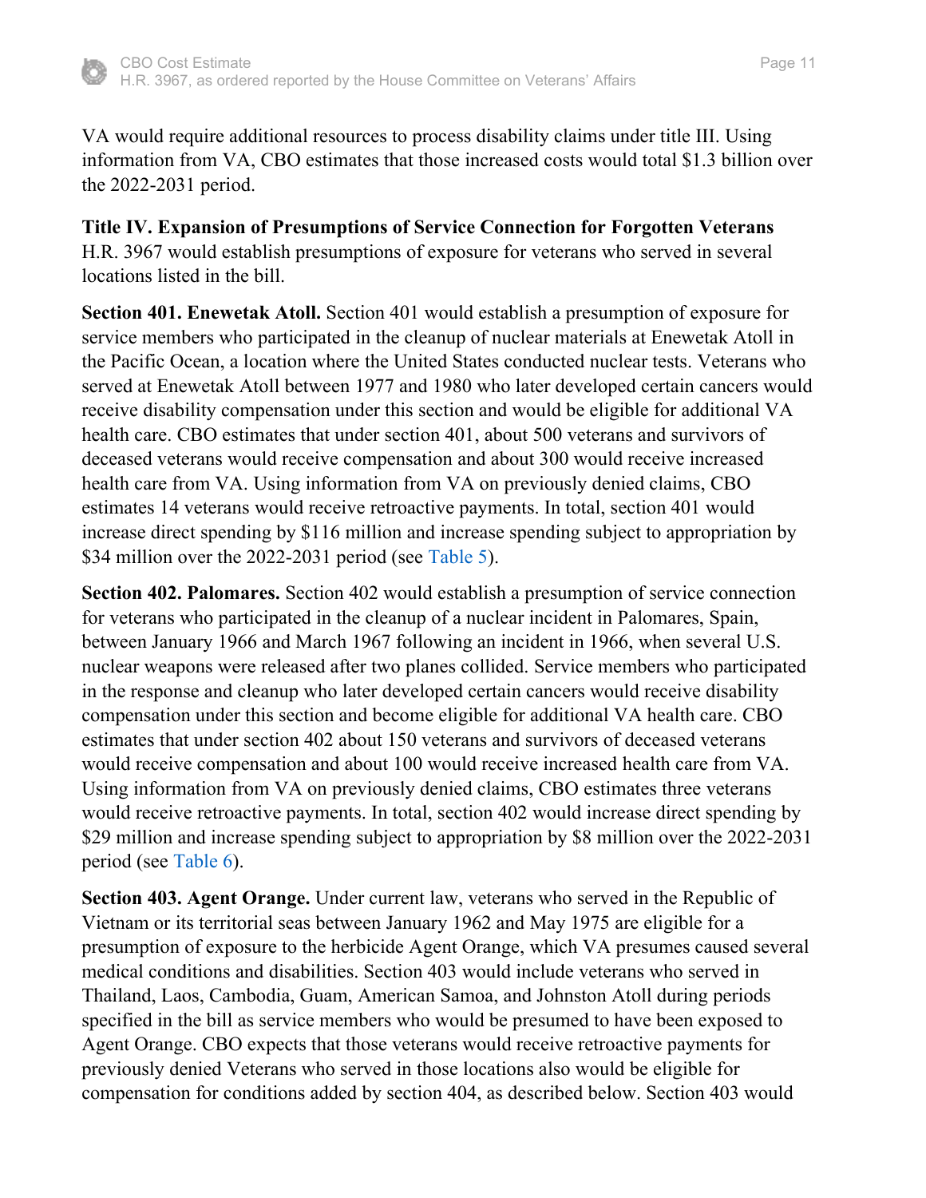VA would require additional resources to process disability claims under title III. Using information from VA, CBO estimates that those increased costs would total $1.3 billion over the 2022-2031 period.

**Title IV. Expansion of Presumptions of Service Connection for Forgotten Veterans**
H.R. 3967 would establish presumptions of exposure for veterans who served in several locations listed in the bill.

**Section 401. Enewetak Atoll.** Section 401 would establish a presumption of exposure for service members who participated in the cleanup of nuclear materials at Enewetak Atoll in the Pacific Ocean, a location where the United States conducted nuclear tests. Veterans who served at Enewetak Atoll between 1977 and 1980 who later developed certain cancers would receive disability compensation under this section and would be eligible for additional VA health care. CBO estimates that under section 401, about 500 veterans and survivors of deceased veterans would receive compensation and about 300 would receive increased health care from VA. Using information from VA on previously denied claims, CBO estimates 14 veterans would receive retroactive payments. In total, section 401 would increase direct spending by $116 million and increase spending subject to appropriation by $34 million over the 2022-2031 period (see Table 5).

**Section 402. Palomares.** Section 402 would establish a presumption of service connection for veterans who participated in the cleanup of a nuclear incident in Palomares, Spain, between January 1966 and March 1967 following an incident in 1966, when several U.S. nuclear weapons were released after two planes collided. Service members who participated in the response and cleanup who later developed certain cancers would receive disability compensation under this section and become eligible for additional VA health care. CBO estimates that under section 402 about 150 veterans and survivors of deceased veterans would receive compensation and about 100 would receive increased health care from VA. Using information from VA on previously denied claims, CBO estimates three veterans would receive retroactive payments. In total, section 402 would increase direct spending by $29 million and increase spending subject to appropriation by $8 million over the 2022-2031 period (see Table 6).

**Section 403. Agent Orange.** Under current law, veterans who served in the Republic of Vietnam or its territorial seas between January 1962 and May 1975 are eligible for a presumption of exposure to the herbicide Agent Orange, which VA presumes caused several medical conditions and disabilities. Section 403 would include veterans who served in Thailand, Laos, Cambodia, Guam, American Samoa, and Johnston Atoll during periods specified in the bill as service members who would be presumed to have been exposed to Agent Orange. CBO expects that those veterans would receive retroactive payments for previously denied Veterans who served in those locations also would be eligible for compensation for conditions added by section 404, as described below. Section 403 would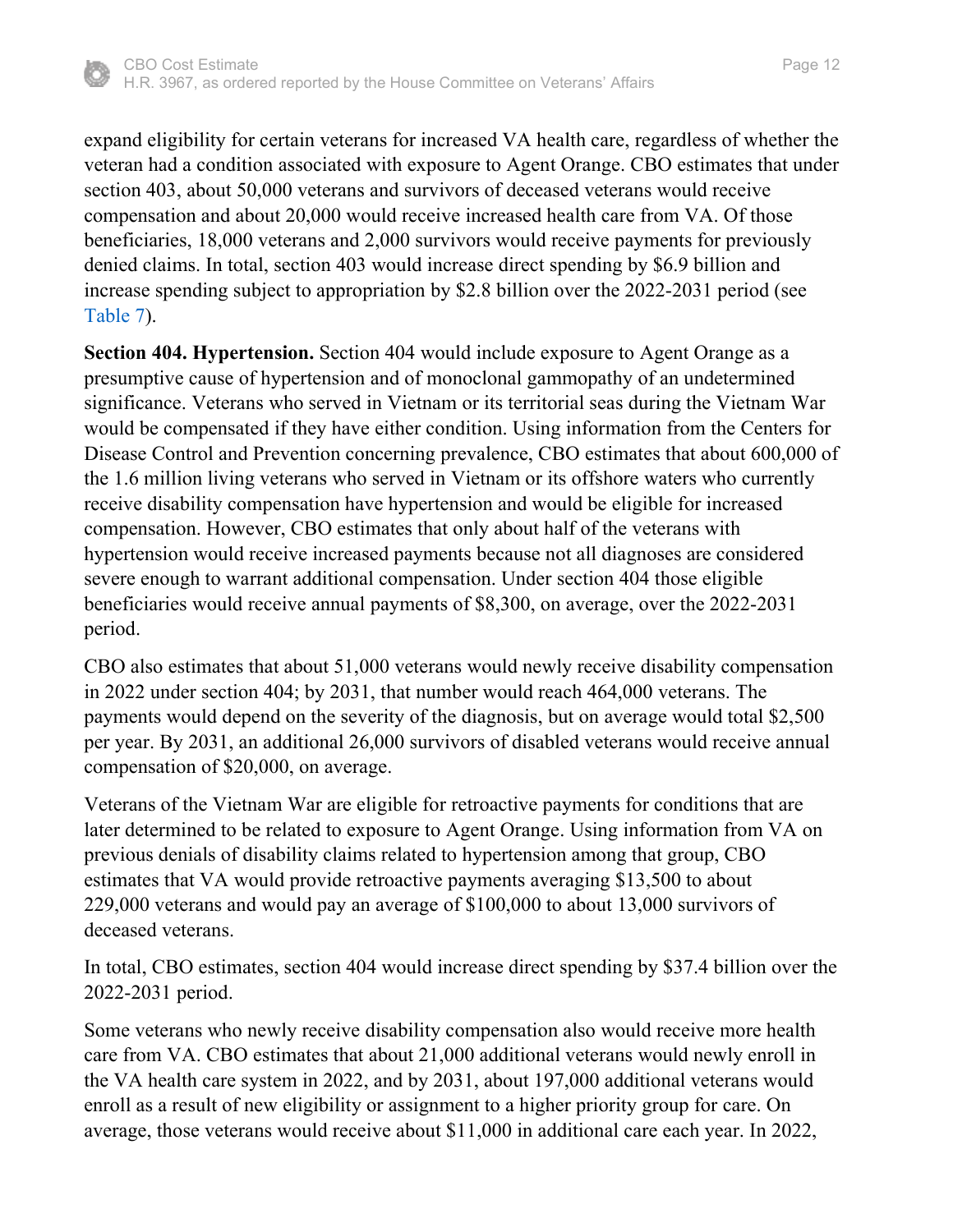expand eligibility for certain veterans for increased VA health care, regardless of whether the veteran had a condition associated with exposure to Agent Orange. CBO estimates that under section 403, about 50,000 veterans and survivors of deceased veterans would receive compensation and about 20,000 would receive increased health care from VA. Of those beneficiaries, 18,000 veterans and 2,000 survivors would receive payments for previously denied claims. In total, section 403 would increase direct spending by $6.9 billion and increase spending subject to appropriation by $2.8 billion over the 2022-2031 period (see Table 7).

**Section 404. Hypertension.** Section 404 would include exposure to Agent Orange as a presumptive cause of hypertension and of monoclonal gammopathy of an undetermined significance. Veterans who served in Vietnam or its territorial seas during the Vietnam War would be compensated if they have either condition. Using information from the Centers for Disease Control and Prevention concerning prevalence, CBO estimates that about 600,000 of the 1.6 million living veterans who served in Vietnam or its offshore waters who currently receive disability compensation have hypertension and would be eligible for increased compensation. However, CBO estimates that only about half of the veterans with hypertension would receive increased payments because not all diagnoses are considered severe enough to warrant additional compensation. Under section 404 those eligible beneficiaries would receive annual payments of $8,300, on average, over the 2022-2031 period.

CBO also estimates that about 51,000 veterans would newly receive disability compensation in 2022 under section 404; by 2031, that number would reach 464,000 veterans. The payments would depend on the severity of the diagnosis, but on average would total $2,500 per year. By 2031, an additional 26,000 survivors of disabled veterans would receive annual compensation of $20,000, on average.

Veterans of the Vietnam War are eligible for retroactive payments for conditions that are later determined to be related to exposure to Agent Orange. Using information from VA on previous denials of disability claims related to hypertension among that group, CBO estimates that VA would provide retroactive payments averaging $13,500 to about 229,000 veterans and would pay an average of $100,000 to about 13,000 survivors of deceased veterans.

In total, CBO estimates, section 404 would increase direct spending by $37.4 billion over the 2022-2031 period.

Some veterans who newly receive disability compensation also would receive more health care from VA. CBO estimates that about 21,000 additional veterans would newly enroll in the VA health care system in 2022, and by 2031, about 197,000 additional veterans would enroll as a result of new eligibility or assignment to a higher priority group for care. On average, those veterans would receive about $11,000 in additional care each year. In 2022,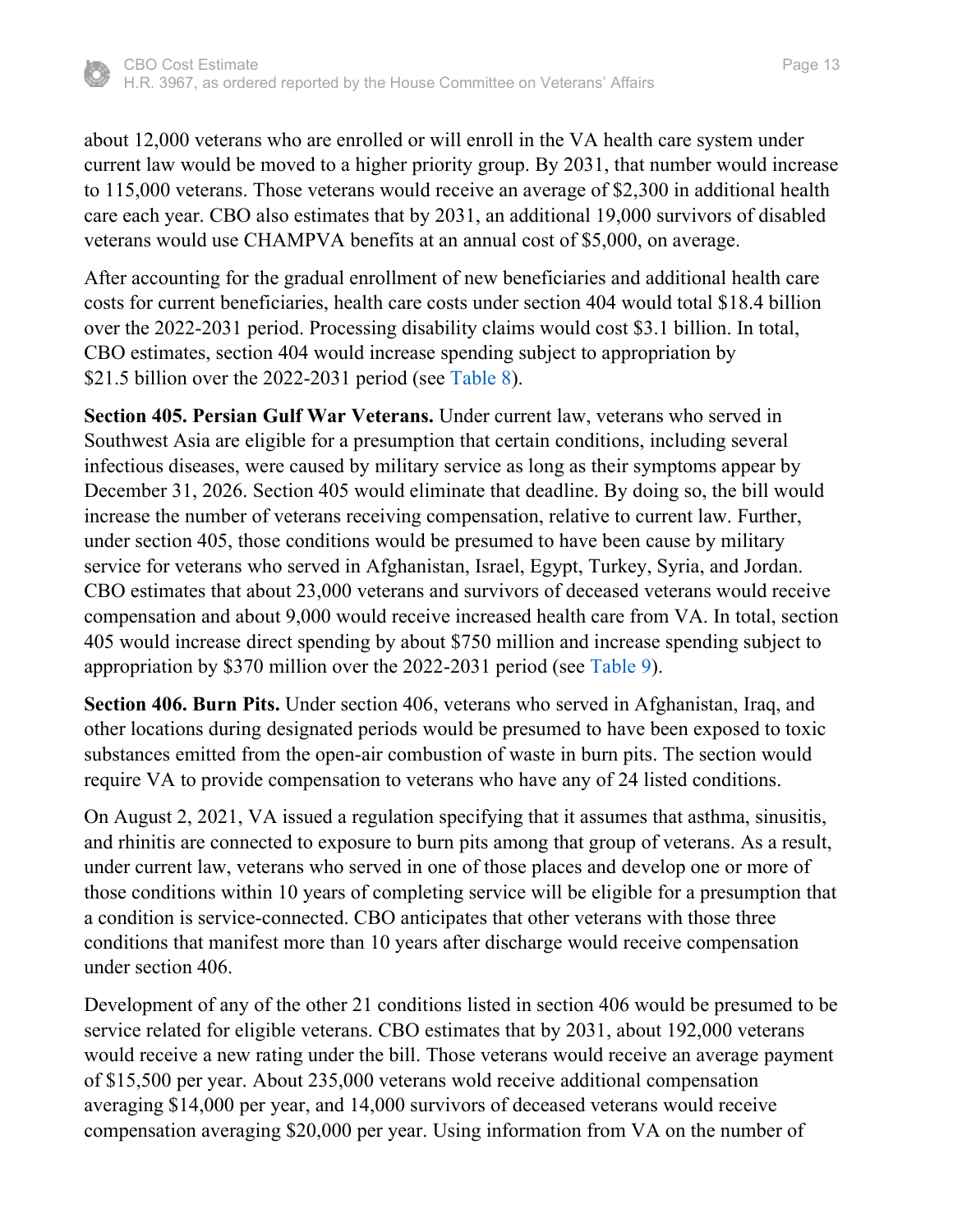about 12,000 veterans who are enrolled or will enroll in the VA health care system under current law would be moved to a higher priority group. By 2031, that number would increase to 115,000 veterans. Those veterans would receive an average of $2,300 in additional health care each year. CBO also estimates that by 2031, an additional 19,000 survivors of disabled veterans would use CHAMPVA benefits at an annual cost of $5,000, on average.

After accounting for the gradual enrollment of new beneficiaries and additional health care costs for current beneficiaries, health care costs under section 404 would total $18.4 billion over the 2022-2031 period. Processing disability claims would cost $3.1 billion. In total, CBO estimates, section 404 would increase spending subject to appropriation by $21.5 billion over the 2022-2031 period (see Table 8).

**Section 405. Persian Gulf War Veterans.** Under current law, veterans who served in Southwest Asia are eligible for a presumption that certain conditions, including several infectious diseases, were caused by military service as long as their symptoms appear by December 31, 2026. Section 405 would eliminate that deadline. By doing so, the bill would increase the number of veterans receiving compensation, relative to current law. Further, under section 405, those conditions would be presumed to have been cause by military service for veterans who served in Afghanistan, Israel, Egypt, Turkey, Syria, and Jordan. CBO estimates that about 23,000 veterans and survivors of deceased veterans would receive compensation and about 9,000 would receive increased health care from VA. In total, section 405 would increase direct spending by about $750 million and increase spending subject to appropriation by $370 million over the 2022-2031 period (see Table 9).

**Section 406. Burn Pits.** Under section 406, veterans who served in Afghanistan, Iraq, and other locations during designated periods would be presumed to have been exposed to toxic substances emitted from the open-air combustion of waste in burn pits. The section would require VA to provide compensation to veterans who have any of 24 listed conditions.

On August 2, 2021, VA issued a regulation specifying that it assumes that asthma, sinusitis, and rhinitis are connected to exposure to burn pits among that group of veterans. As a result, under current law, veterans who served in one of those places and develop one or more of those conditions within 10 years of completing service will be eligible for a presumption that a condition is service-connected. CBO anticipates that other veterans with those three conditions that manifest more than 10 years after discharge would receive compensation under section 406.

Development of any of the other 21 conditions listed in section 406 would be presumed to be service related for eligible veterans. CBO estimates that by 2031, about 192,000 veterans would receive a new rating under the bill. Those veterans would receive an average payment of $15,500 per year. About 235,000 veterans wold receive additional compensation averaging $14,000 per year, and 14,000 survivors of deceased veterans would receive compensation averaging $20,000 per year. Using information from VA on the number of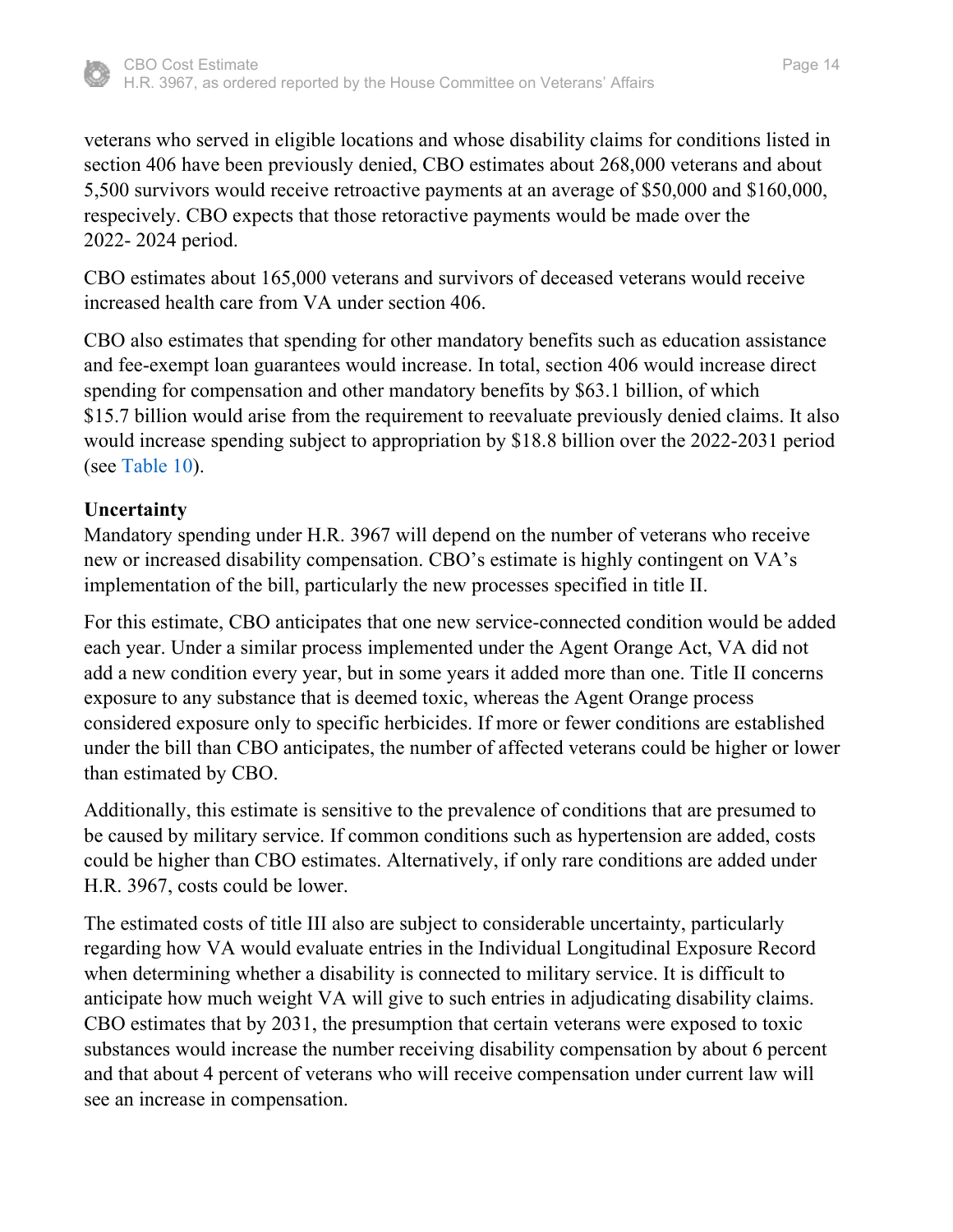veterans who served in eligible locations and whose disability claims for conditions listed in section 406 have been previously denied, CBO estimates about 268,000 veterans and about 5,500 survivors would receive retroactive payments at an average of $50,000 and $160,000, respecively. CBO expects that those retoractive payments would be made over the 2022- 2024 period.

CBO estimates about 165,000 veterans and survivors of deceased veterans would receive increased health care from VA under section 406.

CBO also estimates that spending for other mandatory benefits such as education assistance and fee-exempt loan guarantees would increase. In total, section 406 would increase direct spending for compensation and other mandatory benefits by $63.1 billion, of which $15.7 billion would arise from the requirement to reevaluate previously denied claims. It also would increase spending subject to appropriation by $18.8 billion over the 2022-2031 period (see Table 10).

**Uncertainty**

Mandatory spending under H.R. 3967 will depend on the number of veterans who receive new or increased disability compensation. CBO's estimate is highly contingent on VA's implementation of the bill, particularly the new processes specified in title II.

For this estimate, CBO anticipates that one new service-connected condition would be added each year. Under a similar process implemented under the Agent Orange Act, VA did not add a new condition every year, but in some years it added more than one. Title II concerns exposure to any substance that is deemed toxic, whereas the Agent Orange process considered exposure only to specific herbicides. If more or fewer conditions are established under the bill than CBO anticipates, the number of affected veterans could be higher or lower than estimated by CBO.

Additionally, this estimate is sensitive to the prevalence of conditions that are presumed to be caused by military service. If common conditions such as hypertension are added, costs could be higher than CBO estimates. Alternatively, if only rare conditions are added under H.R. 3967, costs could be lower.

The estimated costs of title III also are subject to considerable uncertainty, particularly regarding how VA would evaluate entries in the Individual Longitudinal Exposure Record when determining whether a disability is connected to military service. It is difficult to anticipate how much weight VA will give to such entries in adjudicating disability claims. CBO estimates that by 2031, the presumption that certain veterans were exposed to toxic substances would increase the number receiving disability compensation by about 6 percent and that about 4 percent of veterans who will receive compensation under current law will see an increase in compensation.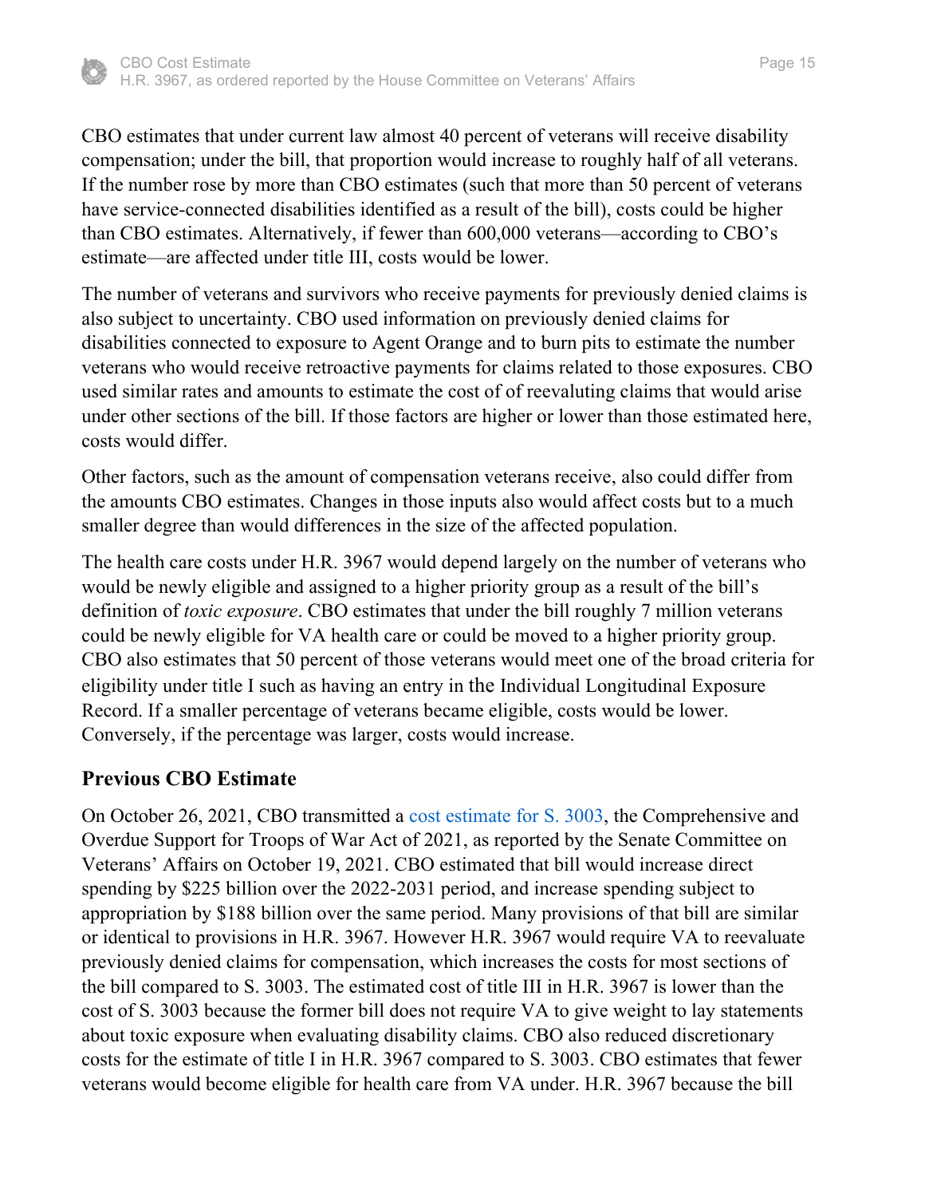CBO estimates that under current law almost 40 percent of veterans will receive disability compensation; under the bill, that proportion would increase to roughly half of all veterans. If the number rose by more than CBO estimates (such that more than 50 percent of veterans have service-connected disabilities identified as a result of the bill), costs could be higher than CBO estimates. Alternatively, if fewer than 600,000 veterans—according to CBO's estimate—are affected under title III, costs would be lower.

The number of veterans and survivors who receive payments for previously denied claims is also subject to uncertainty. CBO used information on previously denied claims for disabilities connected to exposure to Agent Orange and to burn pits to estimate the number veterans who would receive retroactive payments for claims related to those exposures. CBO used similar rates and amounts to estimate the cost of of reevaluting claims that would arise under other sections of the bill. If those factors are higher or lower than those estimated here, costs would differ.

Other factors, such as the amount of compensation veterans receive, also could differ from the amounts CBO estimates. Changes in those inputs also would affect costs but to a much smaller degree than would differences in the size of the affected population.

The health care costs under H.R. 3967 would depend largely on the number of veterans who would be newly eligible and assigned to a higher priority group as a result of the bill's definition of *toxic exposure*. CBO estimates that under the bill roughly 7 million veterans could be newly eligible for VA health care or could be moved to a higher priority group. CBO also estimates that 50 percent of those veterans would meet one of the broad criteria for eligibility under title I such as having an entry in the Individual Longitudinal Exposure Record. If a smaller percentage of veterans became eligible, costs would be lower. Conversely, if the percentage was larger, costs would increase.

## Previous CBO Estimate

On October 26, 2021, CBO transmitted a cost estimate for S. 3003, the Comprehensive and Overdue Support for Troops of War Act of 2021, as reported by the Senate Committee on Veterans' Affairs on October 19, 2021. CBO estimated that bill would increase direct spending by $225 billion over the 2022-2031 period, and increase spending subject to appropriation by $188 billion over the same period. Many provisions of that bill are similar or identical to provisions in H.R. 3967. However H.R. 3967 would require VA to reevaluate previously denied claims for compensation, which increases the costs for most sections of the bill compared to S. 3003. The estimated cost of title III in H.R. 3967 is lower than the cost of S. 3003 because the former bill does not require VA to give weight to lay statements about toxic exposure when evaluating disability claims. CBO also reduced discretionary costs for the estimate of title I in H.R. 3967 compared to S. 3003. CBO estimates that fewer veterans would become eligible for health care from VA under. H.R. 3967 because the bill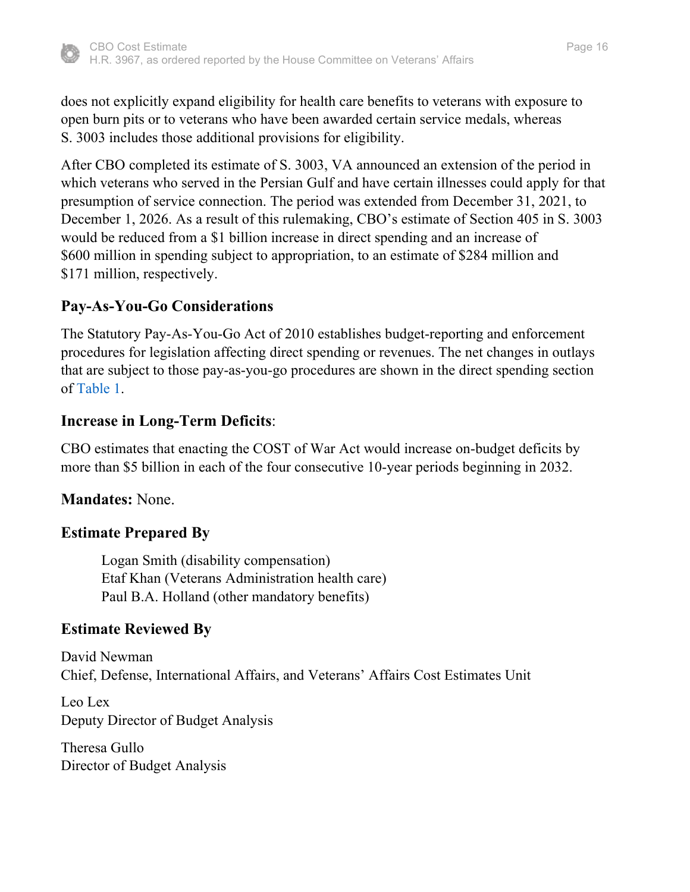does not explicitly expand eligibility for health care benefits to veterans with exposure to open burn pits or to veterans who have been awarded certain service medals, whereas S. 3003 includes those additional provisions for eligibility.

After CBO completed its estimate of S. 3003, VA announced an extension of the period in which veterans who served in the Persian Gulf and have certain illnesses could apply for that presumption of service connection. The period was extended from December 31, 2021, to December 1, 2026. As a result of this rulemaking, CBO's estimate of Section 405 in S. 3003 would be reduced from a $1 billion increase in direct spending and an increase of $600 million in spending subject to appropriation, to an estimate of $284 million and $171 million, respectively.

## Pay-As-You-Go Considerations

The Statutory Pay-As-You-Go Act of 2010 establishes budget-reporting and enforcement procedures for legislation affecting direct spending or revenues. The net changes in outlays that are subject to those pay-as-you-go procedures are shown in the direct spending section of Table 1.

## Increase in Long-Term Deficits:

CBO estimates that enacting the COST of War Act would increase on-budget deficits by more than $5 billion in each of the four consecutive 10-year periods beginning in 2032.

**Mandates:** None.

## Estimate Prepared By

Logan Smith (disability compensation)
Etaf Khan (Veterans Administration health care)
Paul B.A. Holland (other mandatory benefits)

## Estimate Reviewed By

David Newman
Chief, Defense, International Affairs, and Veterans' Affairs Cost Estimates Unit

Leo Lex
Deputy Director of Budget Analysis

Theresa Gullo
Director of Budget Analysis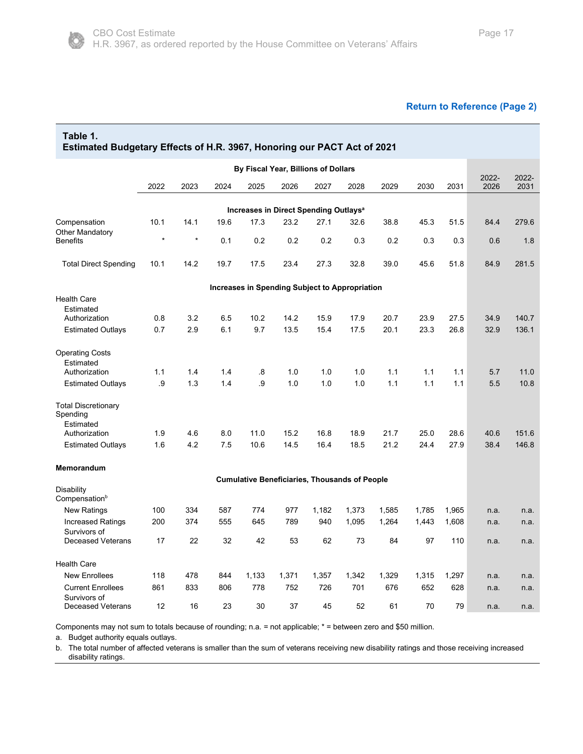[Return to Reference (Page 2)]

**Table 1.**
**Estimated Budgetary Effects of H.R. 3967, Honoring our PACT Act of 2021**

| | By Fiscal Year, Billions of Dollars | | | | | | | | | | | |
|---|---|---|---|---|---|---|---|---|---|---|---|---|
| | 2022 | 2023 | 2024 | 2025 | 2026 | 2027 | 2028 | 2029 | 2030 | 2031 | 2022-2026 | 2022-2031 |
| **Increases in Direct Spending Outlays[a]** | | | | | | | | | | | | |
| Compensation | 10.1 | 14.1 | 19.6 | 17.3 | 23.2 | 27.1 | 32.6 | 38.8 | 45.3 | 51.5 | 84.4 | 279.6 |
| Other Mandatory Benefits | * | * | 0.1 | 0.2 | 0.2 | 0.2 | 0.3 | 0.2 | 0.3 | 0.3 | 0.6 | 1.8 |
| Total Direct Spending | 10.1 | 14.2 | 19.7 | 17.5 | 23.4 | 27.3 | 32.8 | 39.0 | 45.6 | 51.8 | 84.9 | 281.5 |
| **Increases in Spending Subject to Appropriation** | | | | | | | | | | | | |
| Health Care | | | | | | | | | | | | |
| Estimated Authorization | 0.8 | 3.2 | 6.5 | 10.2 | 14.2 | 15.9 | 17.9 | 20.7 | 23.9 | 27.5 | 34.9 | 140.7 |
| Estimated Outlays | 0.7 | 2.9 | 6.1 | 9.7 | 13.5 | 15.4 | 17.5 | 20.1 | 23.3 | 26.8 | 32.9 | 136.1 |
| Operating Costs | | | | | | | | | | | | |
| Estimated Authorization | 1.1 | 1.4 | 1.4 | .8 | 1.0 | 1.0 | 1.0 | 1.1 | 1.1 | 1.1 | 5.7 | 11.0 |
| Estimated Outlays | .9 | 1.3 | 1.4 | .9 | 1.0 | 1.0 | 1.0 | 1.1 | 1.1 | 1.1 | 5.5 | 10.8 |
| Total Discretionary Spending | | | | | | | | | | | | |
| Estimated Authorization | 1.9 | 4.6 | 8.0 | 11.0 | 15.2 | 16.8 | 18.9 | 21.7 | 25.0 | 28.6 | 40.6 | 151.6 |
| Estimated Outlays | 1.6 | 4.2 | 7.5 | 10.6 | 14.5 | 16.4 | 18.5 | 21.2 | 24.4 | 27.9 | 38.4 | 146.8 |
| **Memorandum** | | | | | | | | | | | | |
| **Cumulative Beneficiaries, Thousands of People** | | | | | | | | | | | | |
| Disability Compensation[b] | | | | | | | | | | | | |
| New Ratings | 100 | 334 | 587 | 774 | 977 | 1,182 | 1,373 | 1,585 | 1,785 | 1,965 | n.a. | n.a. |
| Increased Ratings | 200 | 374 | 555 | 645 | 789 | 940 | 1,095 | 1,264 | 1,443 | 1,608 | n.a. | n.a. |
| Survivors of Deceased Veterans | 17 | 22 | 32 | 42 | 53 | 62 | 73 | 84 | 97 | 110 | n.a. | n.a. |
| Health Care | | | | | | | | | | | | |
| New Enrollees | 118 | 478 | 844 | 1,133 | 1,371 | 1,357 | 1,342 | 1,329 | 1,315 | 1,297 | n.a. | n.a. |
| Current Enrollees | 861 | 833 | 806 | 778 | 752 | 726 | 701 | 676 | 652 | 628 | n.a. | n.a. |
| Survivors of Deceased Veterans | 12 | 16 | 23 | 30 | 37 | 45 | 52 | 61 | 70 | 79 | n.a. | n.a. |

Components may not sum to totals because of rounding; n.a. = not applicable; * = between zero and $50 million.

a. Budget authority equals outlays.

b. The total number of affected veterans is smaller than the sum of veterans receiving new disability ratings and those receiving increased disability ratings.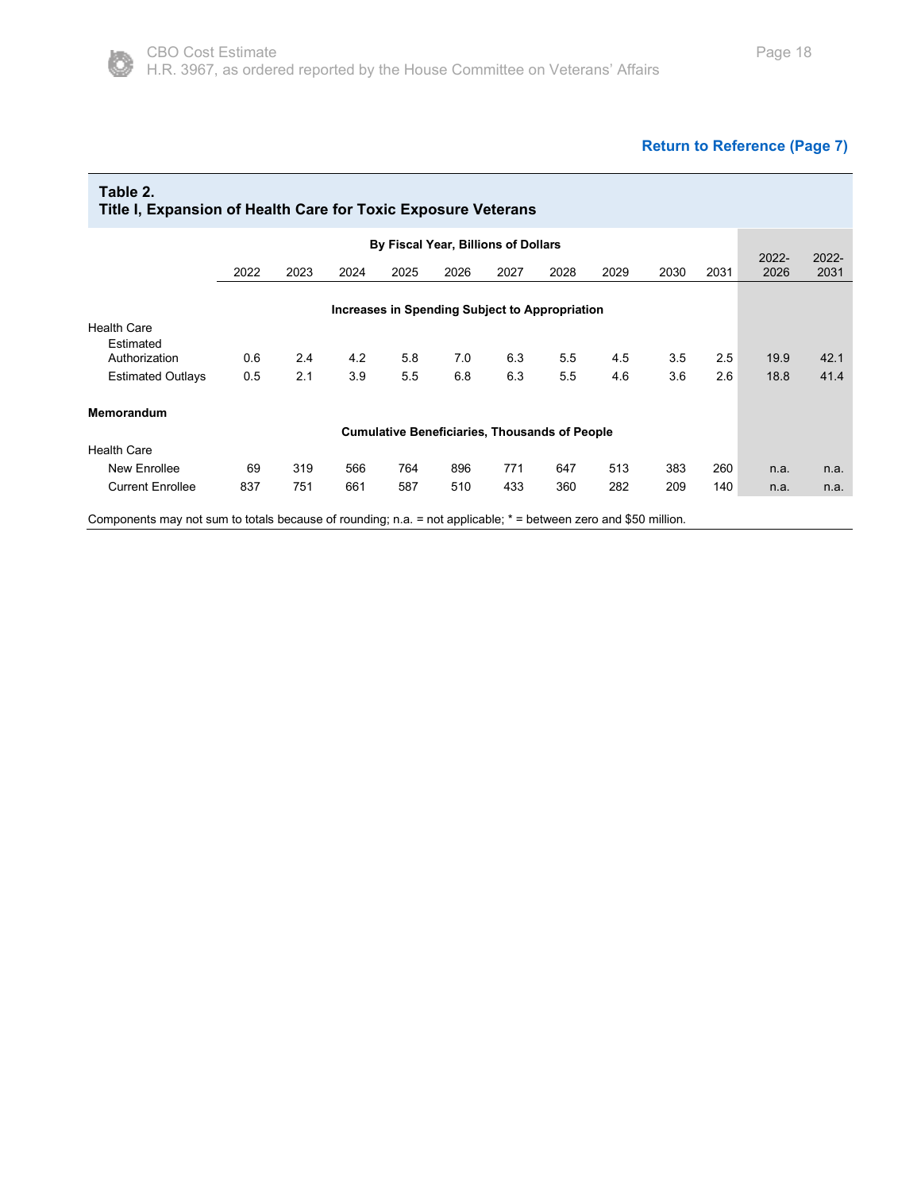Return to Reference (Page 7)

**Table 2.**
**Title I, Expansion of Health Care for Toxic Exposure Veterans**

| | By Fiscal Year, Billions of Dollars | | | | | | | | | | | |
|---|---|---|---|---|---|---|---|---|---|---|---|---|
| | 2022 | 2023 | 2024 | 2025 | 2026 | 2027 | 2028 | 2029 | 2030 | 2031 | 2022-2026 | 2022-2031 |
| | **Increases in Spending Subject to Appropriation** | | | | | | | | | | | |
| Health Care | | | | | | | | | | | | |
| Estimated Authorization | 0.6 | 2.4 | 4.2 | 5.8 | 7.0 | 6.3 | 5.5 | 4.5 | 3.5 | 2.5 | 19.9 | 42.1 |
| Estimated Outlays | 0.5 | 2.1 | 3.9 | 5.5 | 6.8 | 6.3 | 5.5 | 4.6 | 3.6 | 2.6 | 18.8 | 41.4 |
| **Memorandum** | | | | | | | | | | | | |
| | **Cumulative Beneficiaries, Thousands of People** | | | | | | | | | | | |
| Health Care | | | | | | | | | | | | |
| New Enrollee | 69 | 319 | 566 | 764 | 896 | 771 | 647 | 513 | 383 | 260 | n.a. | n.a. |
| Current Enrollee | 837 | 751 | 661 | 587 | 510 | 433 | 360 | 282 | 209 | 140 | n.a. | n.a. |

Components may not sum to totals because of rounding; n.a. = not applicable; * = between zero and $50 million.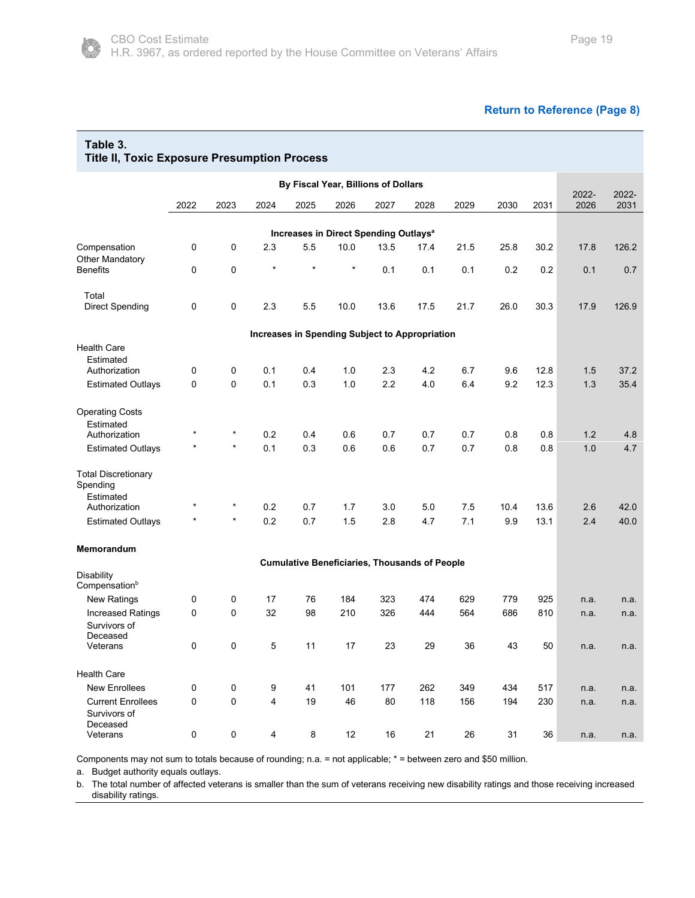Return to Reference (Page 8)

**Table 3.**
**Title II, Toxic Exposure Presumption Process**

| | By Fiscal Year, Billions of Dollars | | | | | | | | | | | |
|---|---|---|---|---|---|---|---|---|---|---|---|---|
| | 2022 | 2023 | 2024 | 2025 | 2026 | 2027 | 2028 | 2029 | 2030 | 2031 | 2022-2026 | 2022-2031 |
| **Increases in Direct Spending Outlays**[a] | | | | | | | | | | | | |
| Compensation | 0 | 0 | 2.3 | 5.5 | 10.0 | 13.5 | 17.4 | 21.5 | 25.8 | 30.2 | 17.8 | 126.2 |
| Other Mandatory Benefits | 0 | 0 | * | * | * | 0.1 | 0.1 | 0.1 | 0.2 | 0.2 | 0.1 | 0.7 |
| Total Direct Spending | 0 | 0 | 2.3 | 5.5 | 10.0 | 13.6 | 17.5 | 21.7 | 26.0 | 30.3 | 17.9 | 126.9 |
| **Increases in Spending Subject to Appropriation** | | | | | | | | | | | | |
| Health Care | | | | | | | | | | | | |
| Estimated Authorization | 0 | 0 | 0.1 | 0.4 | 1.0 | 2.3 | 4.2 | 6.7 | 9.6 | 12.8 | 1.5 | 37.2 |
| Estimated Outlays | 0 | 0 | 0.1 | 0.3 | 1.0 | 2.2 | 4.0 | 6.4 | 9.2 | 12.3 | 1.3 | 35.4 |
| Operating Costs | | | | | | | | | | | | |
| Estimated Authorization | * | * | 0.2 | 0.4 | 0.6 | 0.7 | 0.7 | 0.7 | 0.8 | 0.8 | 1.2 | 4.8 |
| Estimated Outlays | * | * | 0.1 | 0.3 | 0.6 | 0.6 | 0.7 | 0.7 | 0.8 | 0.8 | 1.0 | 4.7 |
| Total Discretionary Spending | | | | | | | | | | | | |
| Estimated Authorization | * | * | 0.2 | 0.7 | 1.7 | 3.0 | 5.0 | 7.5 | 10.4 | 13.6 | 2.6 | 42.0 |
| Estimated Outlays | * | * | 0.2 | 0.7 | 1.5 | 2.8 | 4.7 | 7.1 | 9.9 | 13.1 | 2.4 | 40.0 |
| **Memorandum** | | | | | | | | | | | | |
| **Cumulative Beneficiaries, Thousands of People** | | | | | | | | | | | | |
| Disability Compensation[b] | | | | | | | | | | | | |
| New Ratings | 0 | 0 | 17 | 76 | 184 | 323 | 474 | 629 | 779 | 925 | n.a. | n.a. |
| Increased Ratings | 0 | 0 | 32 | 98 | 210 | 326 | 444 | 564 | 686 | 810 | n.a. | n.a. |
| Survivors of Deceased Veterans | 0 | 0 | 5 | 11 | 17 | 23 | 29 | 36 | 43 | 50 | n.a. | n.a. |
| Health Care | | | | | | | | | | | | |
| New Enrollees | 0 | 0 | 9 | 41 | 101 | 177 | 262 | 349 | 434 | 517 | n.a. | n.a. |
| Current Enrollees | 0 | 0 | 4 | 19 | 46 | 80 | 118 | 156 | 194 | 230 | n.a. | n.a. |
| Survivors of Deceased Veterans | 0 | 0 | 4 | 8 | 12 | 16 | 21 | 26 | 31 | 36 | n.a. | n.a. |

Components may not sum to totals because of rounding; n.a. = not applicable; * = between zero and $50 million.

a. Budget authority equals outlays.

b. The total number of affected veterans is smaller than the sum of veterans receiving new disability ratings and those receiving increased disability ratings.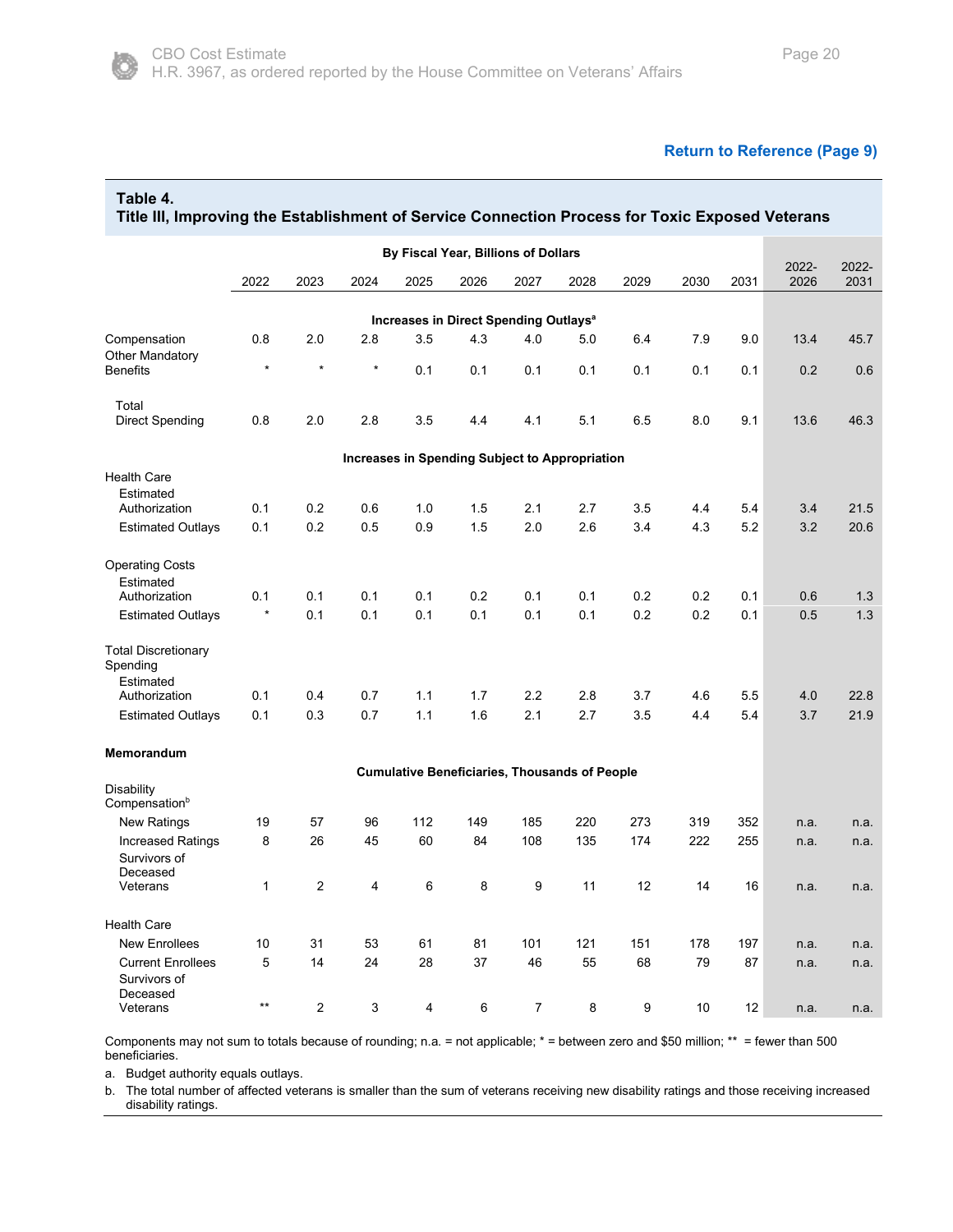Return to Reference (Page 9)

**Table 4.**
**Title III, Improving the Establishment of Service Connection Process for Toxic Exposed Veterans**

| | By Fiscal Year, Billions of Dollars | | | | | | | | | | | |
|---|---|---|---|---|---|---|---|---|---|---|---|---|
| | 2022 | 2023 | 2024 | 2025 | 2026 | 2027 | 2028 | 2029 | 2030 | 2031 | 2022-2026 | 2022-2031 |
| **Increases in Direct Spending Outlays[a]** | | | | | | | | | | | | |
| Compensation | 0.8 | 2.0 | 2.8 | 3.5 | 4.3 | 4.0 | 5.0 | 6.4 | 7.9 | 9.0 | 13.4 | 45.7 |
| Other Mandatory Benefits | * | * | * | 0.1 | 0.1 | 0.1 | 0.1 | 0.1 | 0.1 | 0.1 | 0.2 | 0.6 |
| Total Direct Spending | 0.8 | 2.0 | 2.8 | 3.5 | 4.4 | 4.1 | 5.1 | 6.5 | 8.0 | 9.1 | 13.6 | 46.3 |
| **Increases in Spending Subject to Appropriation** | | | | | | | | | | | | |
| Health Care | | | | | | | | | | | | |
| Estimated Authorization | 0.1 | 0.2 | 0.6 | 1.0 | 1.5 | 2.1 | 2.7 | 3.5 | 4.4 | 5.4 | 3.4 | 21.5 |
| Estimated Outlays | 0.1 | 0.2 | 0.5 | 0.9 | 1.5 | 2.0 | 2.6 | 3.4 | 4.3 | 5.2 | 3.2 | 20.6 |
| Operating Costs | | | | | | | | | | | | |
| Estimated Authorization | 0.1 | 0.1 | 0.1 | 0.1 | 0.2 | 0.1 | 0.1 | 0.2 | 0.2 | 0.1 | 0.6 | 1.3 |
| Estimated Outlays | * | 0.1 | 0.1 | 0.1 | 0.1 | 0.1 | 0.1 | 0.2 | 0.2 | 0.1 | 0.5 | 1.3 |
| Total Discretionary Spending | | | | | | | | | | | | |
| Estimated Authorization | 0.1 | 0.4 | 0.7 | 1.1 | 1.7 | 2.2 | 2.8 | 3.7 | 4.6 | 5.5 | 4.0 | 22.8 |
| Estimated Outlays | 0.1 | 0.3 | 0.7 | 1.1 | 1.6 | 2.1 | 2.7 | 3.5 | 4.4 | 5.4 | 3.7 | 21.9 |
| **Memorandum** | | | | | | | | | | | | |
| **Cumulative Beneficiaries, Thousands of People** | | | | | | | | | | | | |
| Disability Compensation[b] | | | | | | | | | | | | |
| New Ratings | 19 | 57 | 96 | 112 | 149 | 185 | 220 | 273 | 319 | 352 | n.a. | n.a. |
| Increased Ratings | 8 | 26 | 45 | 60 | 84 | 108 | 135 | 174 | 222 | 255 | n.a. | n.a. |
| Survivors of Deceased Veterans | 1 | 2 | 4 | 6 | 8 | 9 | 11 | 12 | 14 | 16 | n.a. | n.a. |
| Health Care | | | | | | | | | | | | |
| New Enrollees | 10 | 31 | 53 | 61 | 81 | 101 | 121 | 151 | 178 | 197 | n.a. | n.a. |
| Current Enrollees | 5 | 14 | 24 | 28 | 37 | 46 | 55 | 68 | 79 | 87 | n.a. | n.a. |
| Survivors of Deceased Veterans | ** | 2 | 3 | 4 | 6 | 7 | 8 | 9 | 10 | 12 | n.a. | n.a. |

Components may not sum to totals because of rounding; n.a. = not applicable; * = between zero and $50 million; ** = fewer than 500 beneficiaries.

a. Budget authority equals outlays.

b. The total number of affected veterans is smaller than the sum of veterans receiving new disability ratings and those receiving increased disability ratings.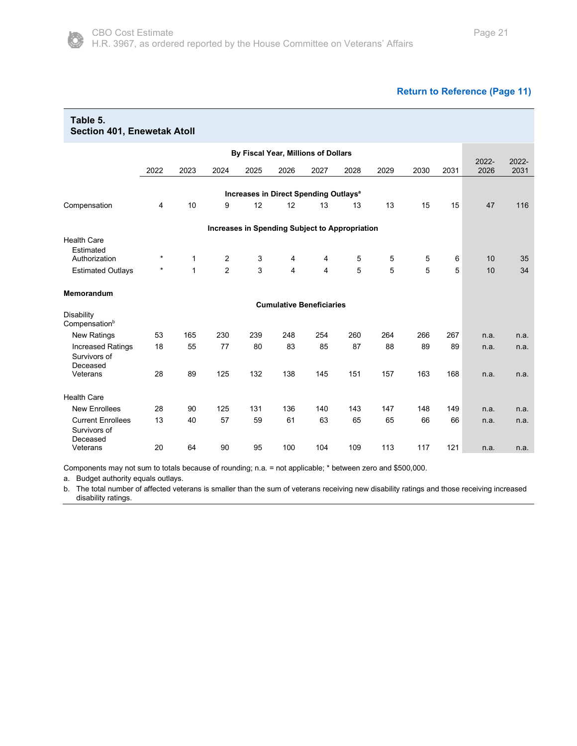Return to Reference (Page 11)

**Table 5.**
**Section 401, Enewetak Atoll**

| | By Fiscal Year, Millions of Dollars | | | | | | | | | | | |
|---|---|---|---|---|---|---|---|---|---|---|---|---|
| | 2022 | 2023 | 2024 | 2025 | 2026 | 2027 | 2028 | 2029 | 2030 | 2031 | 2022-2026 | 2022-2031 |
| **Increases in Direct Spending Outlays[a]** | | | | | | | | | | | | |
| Compensation | 4 | 10 | 9 | 12 | 12 | 13 | 13 | 13 | 15 | 15 | 47 | 116 |
| **Increases in Spending Subject to Appropriation** | | | | | | | | | | | | |
| Health Care | | | | | | | | | | | | |
| Estimated Authorization | * | 1 | 2 | 3 | 4 | 4 | 5 | 5 | 5 | 6 | 10 | 35 |
| Estimated Outlays | * | 1 | 2 | 3 | 4 | 4 | 5 | 5 | 5 | 5 | 10 | 34 |
| **Memorandum** | | | | | | | | | | | | |
| **Cumulative Beneficiaries** | | | | | | | | | | | | |
| Disability Compensation[b] | | | | | | | | | | | | |
| New Ratings | 53 | 165 | 230 | 239 | 248 | 254 | 260 | 264 | 266 | 267 | n.a. | n.a. |
| Increased Ratings | 18 | 55 | 77 | 80 | 83 | 85 | 87 | 88 | 89 | 89 | n.a. | n.a. |
| Survivors of Deceased Veterans | 28 | 89 | 125 | 132 | 138 | 145 | 151 | 157 | 163 | 168 | n.a. | n.a. |
| Health Care | | | | | | | | | | | | |
| New Enrollees | 28 | 90 | 125 | 131 | 136 | 140 | 143 | 147 | 148 | 149 | n.a. | n.a. |
| Current Enrollees | 13 | 40 | 57 | 59 | 61 | 63 | 65 | 65 | 66 | 66 | n.a. | n.a. |
| Survivors of Deceased Veterans | 20 | 64 | 90 | 95 | 100 | 104 | 109 | 113 | 117 | 121 | n.a. | n.a. |

Components may not sum to totals because of rounding; n.a. = not applicable; * between zero and $500,000.

a. Budget authority equals outlays.

b. The total number of affected veterans is smaller than the sum of veterans receiving new disability ratings and those receiving increased disability ratings.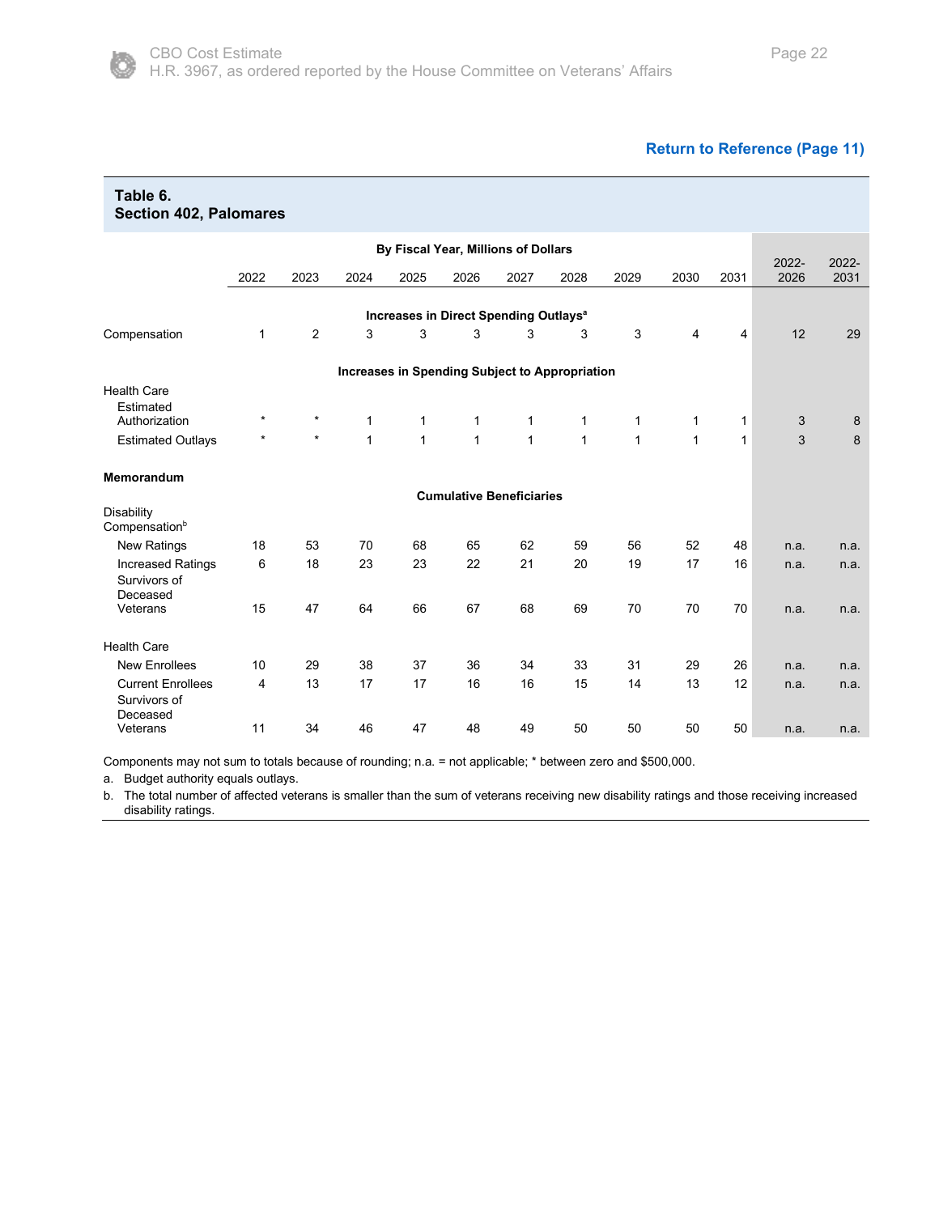Return to Reference (Page 11)

**Table 6.**
**Section 402, Palomares**

| | By Fiscal Year, Millions of Dollars | | | | | | | | | | | |
|---|---|---|---|---|---|---|---|---|---|---|---|---|
| | 2022 | 2023 | 2024 | 2025 | 2026 | 2027 | 2028 | 2029 | 2030 | 2031 | 2022-2026 | 2022-2031 |
| | **Increases in Direct Spending Outlays[a]** | | | | | | | | | | | |
| Compensation | 1 | 2 | 3 | 3 | 3 | 3 | 3 | 3 | 4 | 4 | 12 | 29 |
| | **Increases in Spending Subject to Appropriation** | | | | | | | | | | | |
| Health Care | | | | | | | | | | | | |
| Estimated Authorization | * | * | 1 | 1 | 1 | 1 | 1 | 1 | 1 | 1 | 3 | 8 |
| Estimated Outlays | * | * | 1 | 1 | 1 | 1 | 1 | 1 | 1 | 1 | 3 | 8 |
| **Memorandum** | | | | | | | | | | | | |
| | **Cumulative Beneficiaries** | | | | | | | | | | | |
| Disability Compensation[b] | | | | | | | | | | | | |
| New Ratings | 18 | 53 | 70 | 68 | 65 | 62 | 59 | 56 | 52 | 48 | n.a. | n.a. |
| Increased Ratings | 6 | 18 | 23 | 23 | 22 | 21 | 20 | 19 | 17 | 16 | n.a. | n.a. |
| Survivors of Deceased Veterans | 15 | 47 | 64 | 66 | 67 | 68 | 69 | 70 | 70 | 70 | n.a. | n.a. |
| Health Care | | | | | | | | | | | | |
| New Enrollees | 10 | 29 | 38 | 37 | 36 | 34 | 33 | 31 | 29 | 26 | n.a. | n.a. |
| Current Enrollees | 4 | 13 | 17 | 17 | 16 | 16 | 15 | 14 | 13 | 12 | n.a. | n.a. |
| Survivors of Deceased Veterans | 11 | 34 | 46 | 47 | 48 | 49 | 50 | 50 | 50 | 50 | n.a. | n.a. |

Components may not sum to totals because of rounding; n.a. = not applicable; * between zero and $500,000.

a. Budget authority equals outlays.

b. The total number of affected veterans is smaller than the sum of veterans receiving new disability ratings and those receiving increased disability ratings.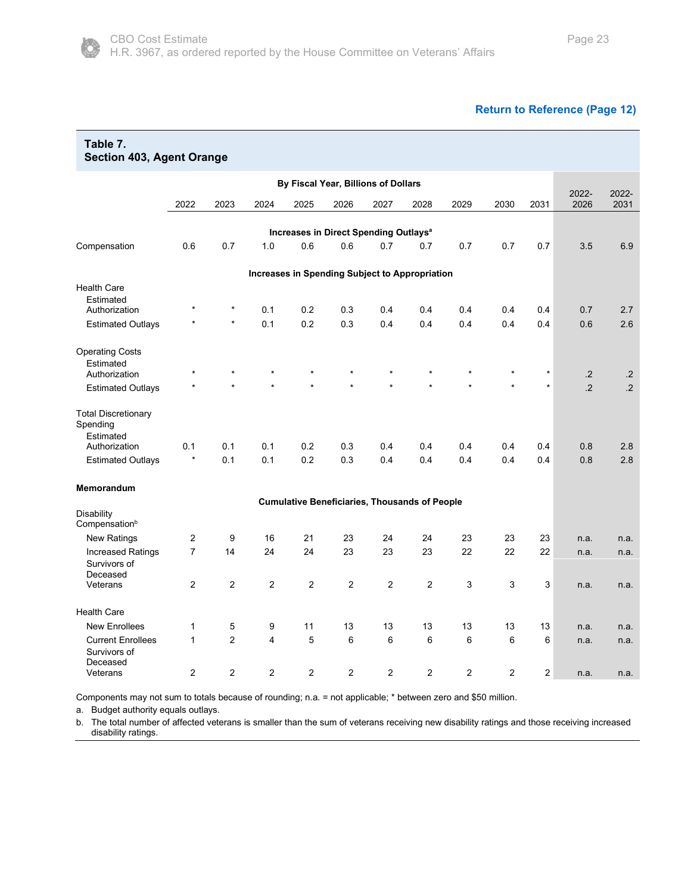Return to Reference (Page 12)

**Table 7.**
**Section 403, Agent Orange**

| | By Fiscal Year, Billions of Dollars | | | | | | | | | | | |
|---|---|---|---|---|---|---|---|---|---|---|---|---|
| | 2022 | 2023 | 2024 | 2025 | 2026 | 2027 | 2028 | 2029 | 2030 | 2031 | 2022-2026 | 2022-2031 |
| **Increases in Direct Spending Outlays[a]** | | | | | | | | | | | | |
| Compensation | 0.6 | 0.7 | 1.0 | 0.6 | 0.6 | 0.7 | 0.7 | 0.7 | 0.7 | 0.7 | 3.5 | 6.9 |
| **Increases in Spending Subject to Appropriation** | | | | | | | | | | | | |
| Health Care | | | | | | | | | | | | |
| Estimated Authorization | * | * | 0.1 | 0.2 | 0.3 | 0.4 | 0.4 | 0.4 | 0.4 | 0.4 | 0.7 | 2.7 |
| Estimated Outlays | * | * | 0.1 | 0.2 | 0.3 | 0.4 | 0.4 | 0.4 | 0.4 | 0.4 | 0.6 | 2.6 |
| Operating Costs | | | | | | | | | | | | |
| Estimated Authorization | * | * | * | * | * | * | * | * | * | * | .2 | .2 |
| Estimated Outlays | * | * | * | * | * | * | * | * | * | * | .2 | .2 |
| Total Discretionary Spending | | | | | | | | | | | | |
| Estimated Authorization | 0.1 | 0.1 | 0.1 | 0.2 | 0.3 | 0.4 | 0.4 | 0.4 | 0.4 | 0.4 | 0.8 | 2.8 |
| Estimated Outlays | * | 0.1 | 0.1 | 0.2 | 0.3 | 0.4 | 0.4 | 0.4 | 0.4 | 0.4 | 0.8 | 2.8 |
| **Memorandum** | | | | | | | | | | | | |
| **Cumulative Beneficiaries, Thousands of People** | | | | | | | | | | | | |
| Disability Compensation[b] | | | | | | | | | | | | |
| New Ratings | 2 | 9 | 16 | 21 | 23 | 24 | 24 | 23 | 23 | 23 | n.a. | n.a. |
| Increased Ratings | 7 | 14 | 24 | 24 | 23 | 23 | 23 | 22 | 22 | 22 | n.a. | n.a. |
| Survivors of Deceased Veterans | 2 | 2 | 2 | 2 | 2 | 2 | 2 | 3 | 3 | 3 | n.a. | n.a. |
| Health Care | | | | | | | | | | | | |
| New Enrollees | 1 | 5 | 9 | 11 | 13 | 13 | 13 | 13 | 13 | 13 | n.a. | n.a. |
| Current Enrollees | 1 | 2 | 4 | 5 | 6 | 6 | 6 | 6 | 6 | 6 | n.a. | n.a. |
| Survivors of Deceased Veterans | 2 | 2 | 2 | 2 | 2 | 2 | 2 | 2 | 2 | 2 | n.a. | n.a. |

Components may not sum to totals because of rounding; n.a. = not applicable; * between zero and $50 million.

a. Budget authority equals outlays.

b. The total number of affected veterans is smaller than the sum of veterans receiving new disability ratings and those receiving increased disability ratings.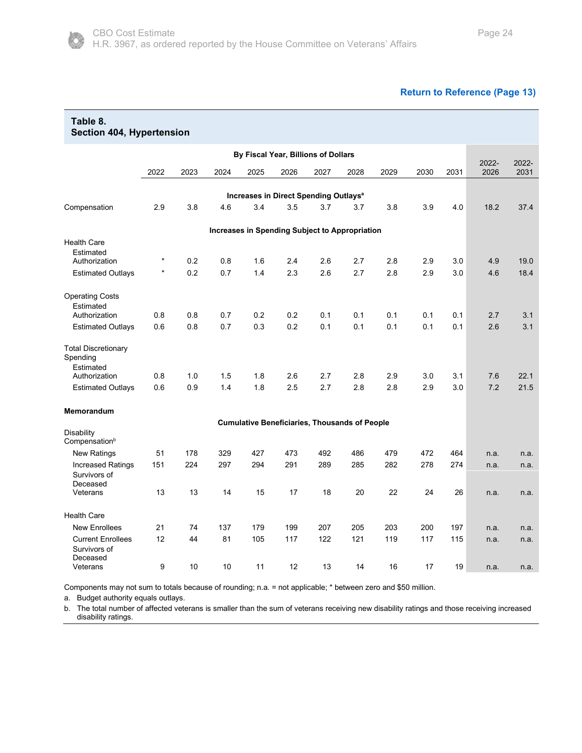Return to Reference (Page 13)

**Table 8.**
**Section 404, Hypertension**

| | By Fiscal Year, Billions of Dollars | | | | | | | | | | | |
|---|---|---|---|---|---|---|---|---|---|---|---|---|
| | 2022 | 2023 | 2024 | 2025 | 2026 | 2027 | 2028 | 2029 | 2030 | 2031 | 2022-2026 | 2022-2031 |
| | **Increases in Direct Spending Outlays[a]** | | | | | | | | | | | |
| Compensation | 2.9 | 3.8 | 4.6 | 3.4 | 3.5 | 3.7 | 3.7 | 3.8 | 3.9 | 4.0 | 18.2 | 37.4 |
| | **Increases in Spending Subject to Appropriation** | | | | | | | | | | | |
| Health Care | | | | | | | | | | | | |
| Estimated Authorization | * | 0.2 | 0.8 | 1.6 | 2.4 | 2.6 | 2.7 | 2.8 | 2.9 | 3.0 | 4.9 | 19.0 |
| Estimated Outlays | * | 0.2 | 0.7 | 1.4 | 2.3 | 2.6 | 2.7 | 2.8 | 2.9 | 3.0 | 4.6 | 18.4 |
| Operating Costs | | | | | | | | | | | | |
| Estimated Authorization | 0.8 | 0.8 | 0.7 | 0.2 | 0.2 | 0.1 | 0.1 | 0.1 | 0.1 | 0.1 | 2.7 | 3.1 |
| Estimated Outlays | 0.6 | 0.8 | 0.7 | 0.3 | 0.2 | 0.1 | 0.1 | 0.1 | 0.1 | 0.1 | 2.6 | 3.1 |
| Total Discretionary Spending | | | | | | | | | | | | |
| Estimated Authorization | 0.8 | 1.0 | 1.5 | 1.8 | 2.6 | 2.7 | 2.8 | 2.9 | 3.0 | 3.1 | 7.6 | 22.1 |
| Estimated Outlays | 0.6 | 0.9 | 1.4 | 1.8 | 2.5 | 2.7 | 2.8 | 2.8 | 2.9 | 3.0 | 7.2 | 21.5 |
| **Memorandum** | | | | | | | | | | | | |
| | **Cumulative Beneficiaries, Thousands of People** | | | | | | | | | | | |
| Disability Compensation[b] | | | | | | | | | | | | |
| New Ratings | 51 | 178 | 329 | 427 | 473 | 492 | 486 | 479 | 472 | 464 | n.a. | n.a. |
| Increased Ratings | 151 | 224 | 297 | 294 | 291 | 289 | 285 | 282 | 278 | 274 | n.a. | n.a. |
| Survivors of Deceased Veterans | 13 | 13 | 14 | 15 | 17 | 18 | 20 | 22 | 24 | 26 | n.a. | n.a. |
| Health Care | | | | | | | | | | | | |
| New Enrollees | 21 | 74 | 137 | 179 | 199 | 207 | 205 | 203 | 200 | 197 | n.a. | n.a. |
| Current Enrollees | 12 | 44 | 81 | 105 | 117 | 122 | 121 | 119 | 117 | 115 | n.a. | n.a. |
| Survivors of Deceased Veterans | 9 | 10 | 10 | 11 | 12 | 13 | 14 | 16 | 17 | 19 | n.a. | n.a. |

Components may not sum to totals because of rounding; n.a. = not applicable; * between zero and $50 million.

a. Budget authority equals outlays.

b. The total number of affected veterans is smaller than the sum of veterans receiving new disability ratings and those receiving increased disability ratings.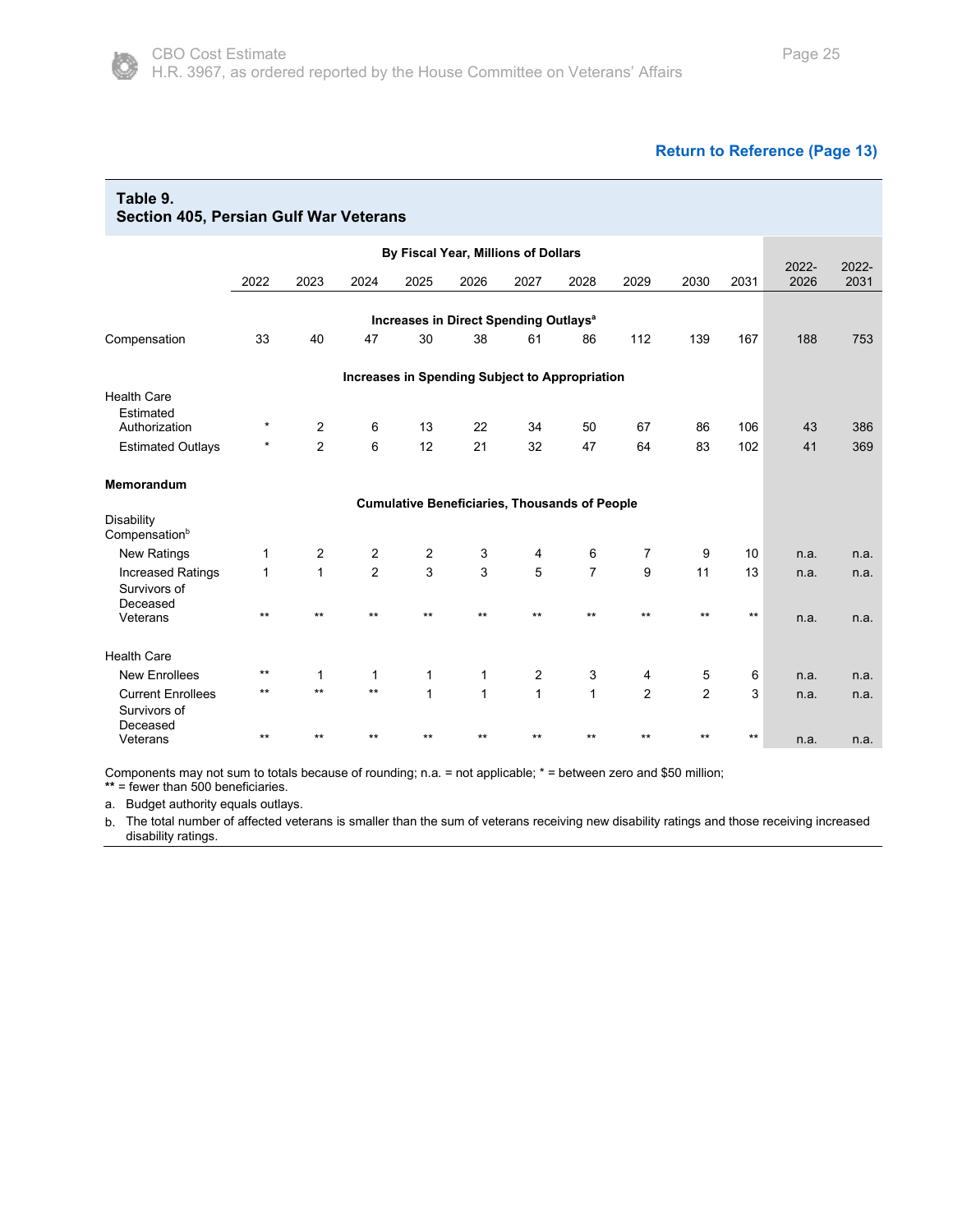Return to Reference (Page 13)

**Table 9.**
**Section 405, Persian Gulf War Veterans**

| | By Fiscal Year, Millions of Dollars | | | | | | | | | | | |
|---|---|---|---|---|---|---|---|---|---|---|---|---|
| | 2022 | 2023 | 2024 | 2025 | 2026 | 2027 | 2028 | 2029 | 2030 | 2031 | 2022-2026 | 2022-2031 |
| | **Increases in Direct Spending Outlays[a]** | | | | | | | | | | | |
| Compensation | 33 | 40 | 47 | 30 | 38 | 61 | 86 | 112 | 139 | 167 | 188 | 753 |
| | **Increases in Spending Subject to Appropriation** | | | | | | | | | | | |
| Health Care | | | | | | | | | | | | |
| Estimated Authorization | * | 2 | 6 | 13 | 22 | 34 | 50 | 67 | 86 | 106 | 43 | 386 |
| Estimated Outlays | * | 2 | 6 | 12 | 21 | 32 | 47 | 64 | 83 | 102 | 41 | 369 |
| **Memorandum** | | | | | | | | | | | | |
| | **Cumulative Beneficiaries, Thousands of People** | | | | | | | | | | | |
| Disability Compensation[b] | | | | | | | | | | | | |
| New Ratings | 1 | 2 | 2 | 2 | 3 | 4 | 6 | 7 | 9 | 10 | n.a. | n.a. |
| Increased Ratings | 1 | 1 | 2 | 3 | 3 | 5 | 7 | 9 | 11 | 13 | n.a. | n.a. |
| Survivors of Deceased Veterans | ** | ** | ** | ** | ** | ** | ** | ** | ** | ** | n.a. | n.a. |
| Health Care | | | | | | | | | | | | |
| New Enrollees | ** | 1 | 1 | 1 | 1 | 2 | 3 | 4 | 5 | 6 | n.a. | n.a. |
| Current Enrollees | ** | ** | ** | 1 | 1 | 1 | 1 | 2 | 2 | 3 | n.a. | n.a. |
| Survivors of Deceased Veterans | ** | ** | ** | ** | ** | ** | ** | ** | ** | ** | n.a. | n.a. |

Components may not sum to totals because of rounding; n.a. = not applicable; * = between zero and $50 million; ** = fewer than 500 beneficiaries.

a. Budget authority equals outlays.

b. The total number of affected veterans is smaller than the sum of veterans receiving new disability ratings and those receiving increased disability ratings.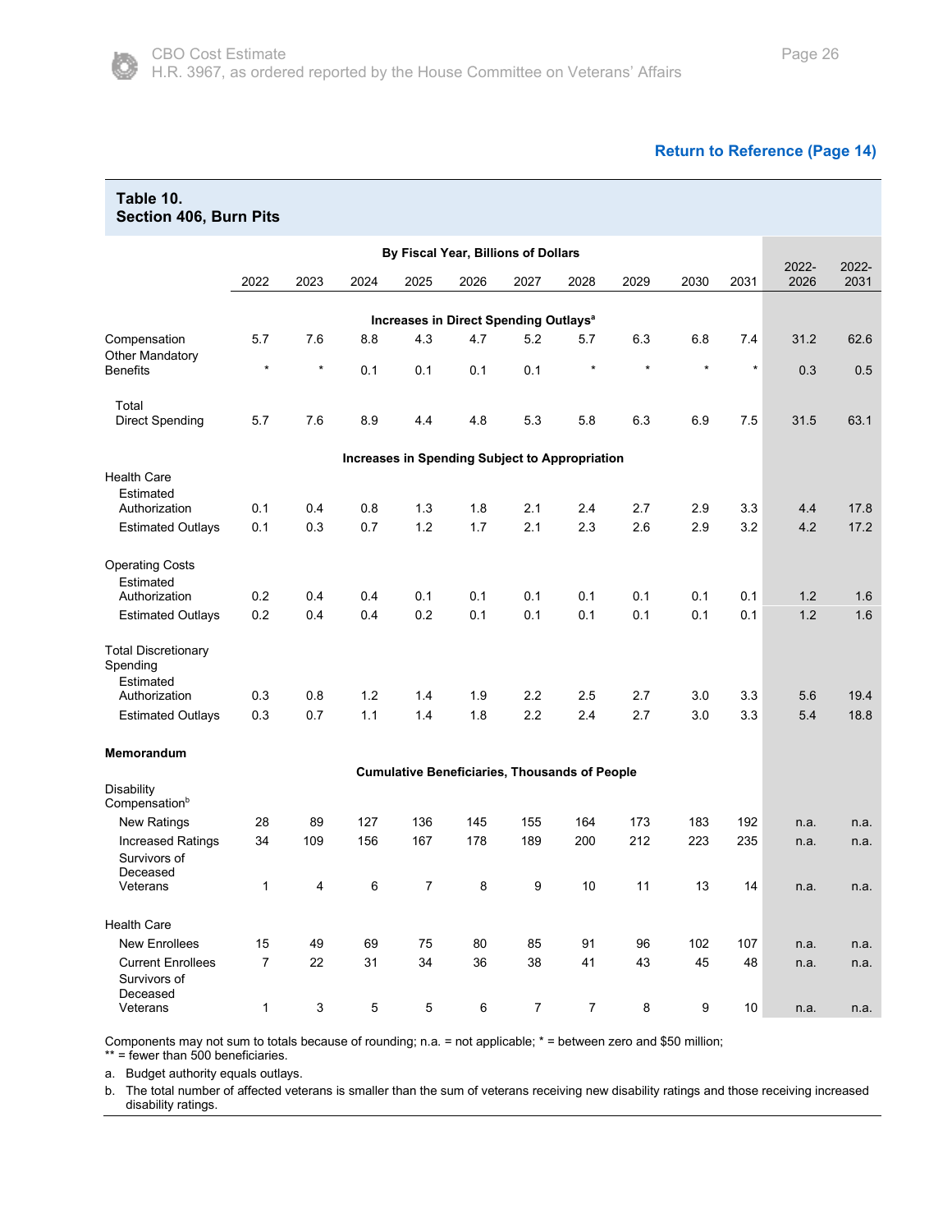[Return to Reference (Page 14)](#)

**Table 10.**
**Section 406, Burn Pits**

| | 2022 | 2023 | 2024 | 2025 | 2026 | 2027 | 2028 | 2029 | 2030 | 2031 | 2022-2026 | 2022-2031 |
|---|---|---|---|---|---|---|---|---|---|---|---|---|
| | **By Fiscal Year, Billions of Dollars** | | | | | | | | | | | |
| | **Increases in Direct Spending Outlays[a]** | | | | | | | | | | | |
| Compensation | 5.7 | 7.6 | 8.8 | 4.3 | 4.7 | 5.2 | 5.7 | 6.3 | 6.8 | 7.4 | 31.2 | 62.6 |
| Other Mandatory Benefits | * | * | 0.1 | 0.1 | 0.1 | 0.1 | * | * | * | * | 0.3 | 0.5 |
| Total Direct Spending | 5.7 | 7.6 | 8.9 | 4.4 | 4.8 | 5.3 | 5.8 | 6.3 | 6.9 | 7.5 | 31.5 | 63.1 |
| | **Increases in Spending Subject to Appropriation** | | | | | | | | | | | |
| Health Care | | | | | | | | | | | | |
| Estimated Authorization | 0.1 | 0.4 | 0.8 | 1.3 | 1.8 | 2.1 | 2.4 | 2.7 | 2.9 | 3.3 | 4.4 | 17.8 |
| Estimated Outlays | 0.1 | 0.3 | 0.7 | 1.2 | 1.7 | 2.1 | 2.3 | 2.6 | 2.9 | 3.2 | 4.2 | 17.2 |
| Operating Costs | | | | | | | | | | | | |
| Estimated Authorization | 0.2 | 0.4 | 0.4 | 0.1 | 0.1 | 0.1 | 0.1 | 0.1 | 0.1 | 0.1 | 1.2 | 1.6 |
| Estimated Outlays | 0.2 | 0.4 | 0.4 | 0.2 | 0.1 | 0.1 | 0.1 | 0.1 | 0.1 | 0.1 | 1.2 | 1.6 |
| Total Discretionary Spending | | | | | | | | | | | | |
| Estimated Authorization | 0.3 | 0.8 | 1.2 | 1.4 | 1.9 | 2.2 | 2.5 | 2.7 | 3.0 | 3.3 | 5.6 | 19.4 |
| Estimated Outlays | 0.3 | 0.7 | 1.1 | 1.4 | 1.8 | 2.2 | 2.4 | 2.7 | 3.0 | 3.3 | 5.4 | 18.8 |
| **Memorandum** | | | | | | | | | | | | |
| | **Cumulative Beneficiaries, Thousands of People** | | | | | | | | | | | |
| Disability Compensation[b] | | | | | | | | | | | | |
| New Ratings | 28 | 89 | 127 | 136 | 145 | 155 | 164 | 173 | 183 | 192 | n.a. | n.a. |
| Increased Ratings | 34 | 109 | 156 | 167 | 178 | 189 | 200 | 212 | 223 | 235 | n.a. | n.a. |
| Survivors of Deceased Veterans | 1 | 4 | 6 | 7 | 8 | 9 | 10 | 11 | 13 | 14 | n.a. | n.a. |
| Health Care | | | | | | | | | | | | |
| New Enrollees | 15 | 49 | 69 | 75 | 80 | 85 | 91 | 96 | 102 | 107 | n.a. | n.a. |
| Current Enrollees | 7 | 22 | 31 | 34 | 36 | 38 | 41 | 43 | 45 | 48 | n.a. | n.a. |
| Survivors of Deceased Veterans | 1 | 3 | 5 | 5 | 6 | 7 | 7 | 8 | 9 | 10 | n.a. | n.a. |

Components may not sum to totals because of rounding; n.a. = not applicable; * = between zero and $50 million; ** = fewer than 500 beneficiaries.

a. Budget authority equals outlays.

b. The total number of affected veterans is smaller than the sum of veterans receiving new disability ratings and those receiving increased disability ratings.